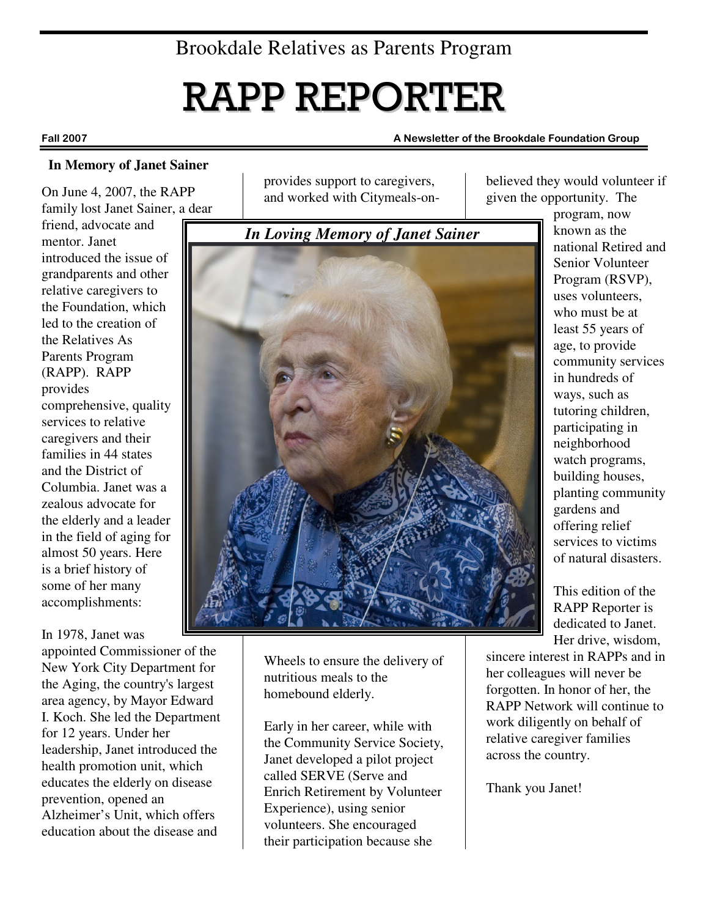Brookdale Relatives as Parents Program

# RAPP REPORTER

**Fall 2007** **A Newsletter of the Brookdale Foundation Group**

## In Memory of Janet Sainer

On June 4, 2007, the RAPP family lost Janet Sainer, a dear friend, advocate and mentor. Janet introduced the issue of grandparents and other relative caregivers to the Foundation, which led to the creation of the Relatives As Parents Program (RAPP). RAPP provides comprehensive, quality services to relative caregivers and their families in 44 states and the District of Columbia. Janet was a zealous advocate for the elderly and a leader in the field of aging for almost 50 years. Here is a brief history of some of her many accomplishments:

In 1978, Janet was appointed Commissioner of the New York City Department for the Aging, the country's largest area agency, by Mayor Edward I. Koch. She led the Department for 12 years. Under her leadership, Janet introduced the health promotion unit, which educates the elderly on disease prevention, opened an Alzheimer's Unit, which offers education about the disease and provides support to caregivers, and worked with Citymeals-on-Wheels to ensure the delivery of nutritious meals to the homebound elderly.

*In Loving Memory of Janet Sainer*

Early in her career, while with the Community Service Society, Janet developed a pilot project called SERVE (Serve and Enrich Retirement by Volunteer Experience), using senior volunteers. She encouraged their participation because she believed they would volunteer if given the opportunity. The program, now known as the national Retired and Senior Volunteer Program (RSVP), uses volunteers, who must be at least 55 years of age, to provide community services in hundreds of ways, such as tutoring children, participating in neighborhood watch programs, building houses, planting community gardens and offering relief services to victims of natural disasters.

This edition of the RAPP Reporter is dedicated to Janet. Her drive, wisdom, sincere interest in RAPPs and in her colleagues will never be forgotten. In honor of her, the RAPP Network will continue to work diligently on behalf of relative caregiver families across the country.

Thank you Janet!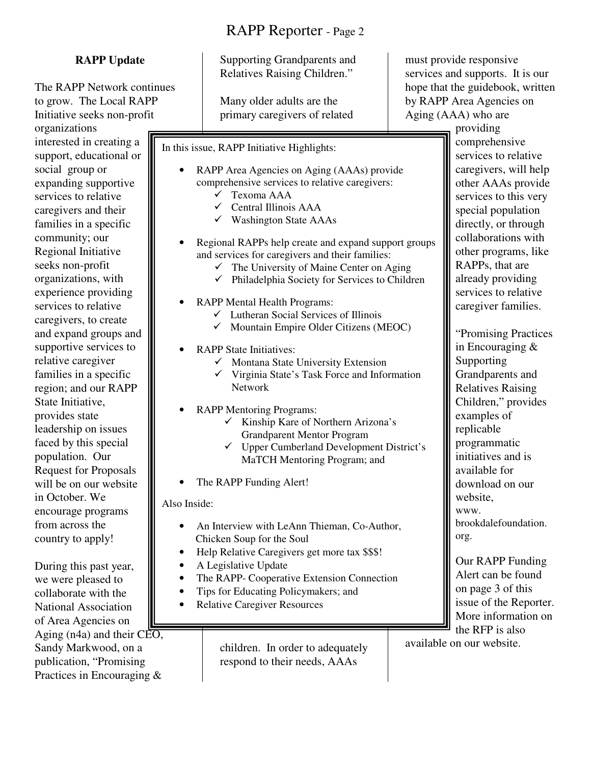## RAPP Update

The RAPP Network continues to grow. The Local RAPP Initiative seeks non-profit organizations interested in creating a support, educational or social group or expanding supportive services to relative caregivers and their families in a specific community; our Regional Initiative seeks non-profit organizations, with experience providing services to relative caregivers, to create and expand groups and supportive services to relative caregiver families in a specific region; and our RAPP State Initiative, provides state leadership on issues faced by this special population. Our Request for Proposals will be on our website in October. We encourage programs from across the country to apply!

During this past year, we were pleased to collaborate with the National Association of Area Agencies on Aging (n4a) and their CEO, Sandy Markwood, on a publication, "Promising Practices in Encouraging & Supporting Grandparents and Relatives Raising Children."

Many older adults are the primary caregivers of related children. In order to adequately respond to their needs, AAAs must provide responsive services and supports. It is our hope that the guidebook, written by RAPP Area Agencies on Aging (AAA) who are providing comprehensive services to relative caregivers, will help other AAAs provide services to this very special population directly, or through collaborations with other programs, like RAPPs, that are already providing services to relative caregiver families.

"Promising Practices in Encouraging & Supporting Grandparents and Relatives Raising Children," provides examples of replicable programmatic initiatives and is available for download on our website, www.brookdalefoundation.org.

Our RAPP Funding Alert can be found on page 3 of this issue of the Reporter. More information on the RFP is also available on our website.

---

In this issue, RAPP Initiative Highlights:

- RAPP Area Agencies on Aging (AAAs) provide comprehensive services to relative caregivers:
  - ✓ Texoma AAA
  - ✓ Central Illinois AAA
  - ✓ Washington State AAAs
- Regional RAPPs help create and expand support groups and services for caregivers and their families:
  - ✓ The University of Maine Center on Aging
  - ✓ Philadelphia Society for Services to Children
- RAPP Mental Health Programs:
  - ✓ Lutheran Social Services of Illinois
  - ✓ Mountain Empire Older Citizens (MEOC)
- RAPP State Initiatives:
  - ✓ Montana State University Extension
  - ✓ Virginia State's Task Force and Information Network
- RAPP Mentoring Programs:
  - ✓ Kinship Kare of Northern Arizona's Grandparent Mentor Program
  - ✓ Upper Cumberland Development District's MaTCH Mentoring Program; and
- The RAPP Funding Alert!

Also Inside:

- An Interview with LeAnn Thieman, Co-Author, Chicken Soup for the Soul
- Help Relative Caregivers get more tax $$$!
- A Legislative Update
- The RAPP- Cooperative Extension Connection
- Tips for Educating Policymakers; and
- Relative Caregiver Resources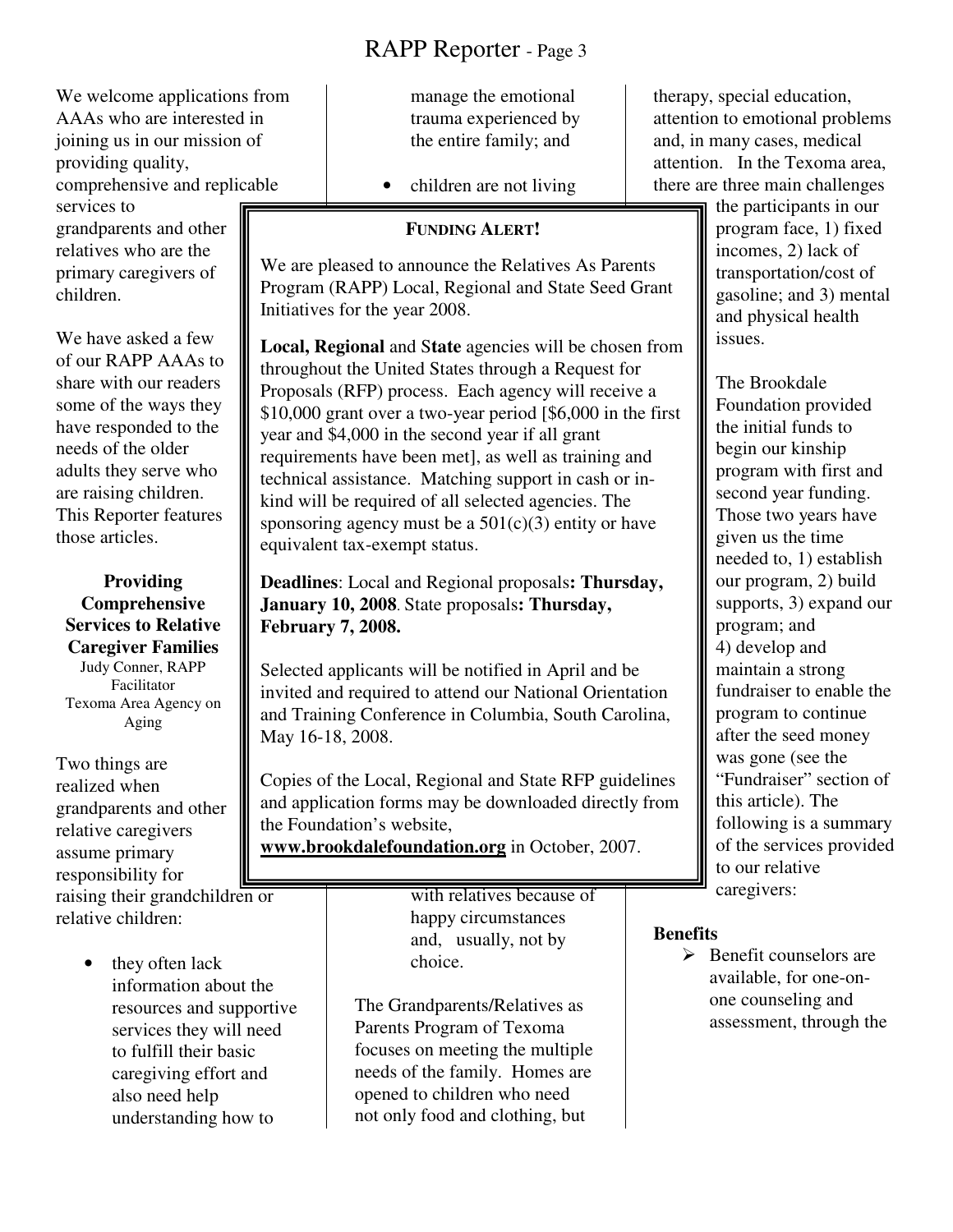We welcome applications from AAAs who are interested in joining us in our mission of providing quality, comprehensive and replicable services to grandparents and other relatives who are the primary caregivers of children.

We have asked a few of our RAPP AAAs to share with our readers some of the ways they have responded to the needs of the older adults they serve who are raising children. This Reporter features those articles.

### Providing Comprehensive Services to Relative Caregiver Families

Judy Conner, RAPP Facilitator
Texoma Area Agency on Aging

Two things are realized when grandparents and other relative caregivers assume primary responsibility for raising their grandchildren or relative children:

- they often lack information about the resources and supportive services they will need to fulfill their basic caregiving effort and also need help understanding how to manage the emotional trauma experienced by the entire family; and
- children are not living with relatives because of happy circumstances and, usually, not by choice.

The Grandparents/Relatives as Parents Program of Texoma focuses on meeting the multiple needs of the family. Homes are opened to children who need not only food and clothing, but therapy, special education, attention to emotional problems and, in many cases, medical attention. In the Texoma area, there are three main challenges the participants in our program face, 1) fixed incomes, 2) lack of transportation/cost of gasoline; and 3) mental and physical health issues.

The Brookdale Foundation provided the initial funds to begin our kinship program with first and second year funding. Those two years have given us the time needed to, 1) establish our program, 2) build supports, 3) expand our program; and 4) develop and maintain a strong fundraiser to enable the program to continue after the seed money was gone (see the "Fundraiser" section of this article). The following is a summary of the services provided to our relative caregivers:

**Benefits**

- Benefit counselors are available, for one-on-one counseling and assessment, through the

---

**FUNDING ALERT!**

We are pleased to announce the Relatives As Parents Program (RAPP) Local, Regional and State Seed Grant Initiatives for the year 2008.

**Local, Regional** and **State** agencies will be chosen from throughout the United States through a Request for Proposals (RFP) process. Each agency will receive a $10,000 grant over a two-year period [$6,000 in the first year and $4,000 in the second year if all grant requirements have been met], as well as training and technical assistance. Matching support in cash or in-kind will be required of all selected agencies. The sponsoring agency must be a 501(c)(3) entity or have equivalent tax-exempt status.

**Deadlines**: Local and Regional proposals**: Thursday, January 10, 2008**. State proposals**: Thursday, February 7, 2008.**

Selected applicants will be notified in April and be invited and required to attend our National Orientation and Training Conference in Columbia, South Carolina, May 16-18, 2008.

Copies of the Local, Regional and State RFP guidelines and application forms may be downloaded directly from the Foundation's website, **www.brookdalefoundation.org** in October, 2007.

---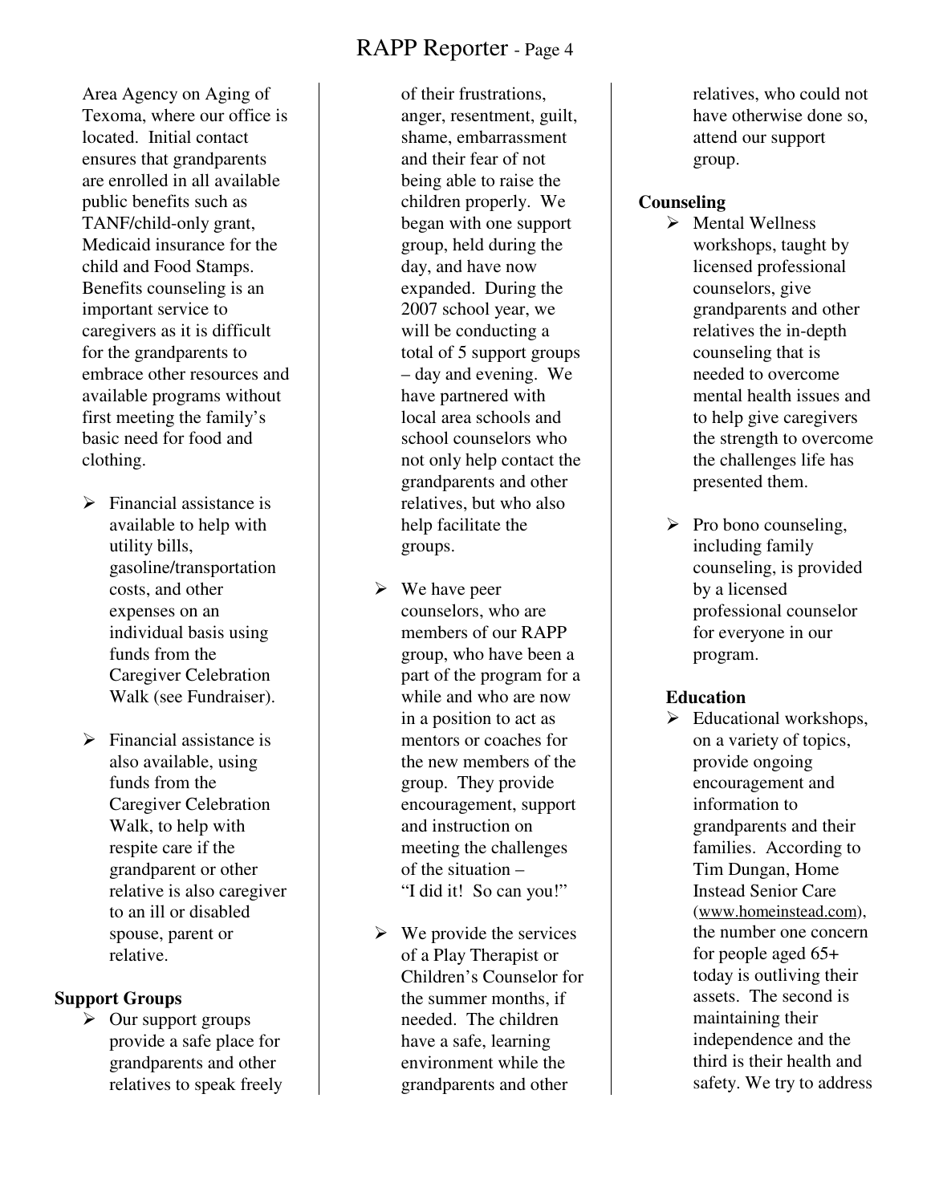Area Agency on Aging of Texoma, where our office is located. Initial contact ensures that grandparents are enrolled in all available public benefits such as TANF/child-only grant, Medicaid insurance for the child and Food Stamps. Benefits counseling is an important service to caregivers as it is difficult for the grandparents to embrace other resources and available programs without first meeting the family's basic need for food and clothing.

- Financial assistance is available to help with utility bills, gasoline/transportation costs, and other expenses on an individual basis using funds from the Caregiver Celebration Walk (see Fundraiser).

- Financial assistance is also available, using funds from the Caregiver Celebration Walk, to help with respite care if the grandparent or other relative is also caregiver to an ill or disabled spouse, parent or relative.

**Support Groups**

- Our support groups provide a safe place for grandparents and other relatives to speak freely of their frustrations, anger, resentment, guilt, shame, embarrassment and their fear of not being able to raise the children properly. We began with one support group, held during the day, and have now expanded. During the 2007 school year, we will be conducting a total of 5 support groups – day and evening. We have partnered with local area schools and school counselors who not only help contact the grandparents and other relatives, but who also help facilitate the groups.

- We have peer counselors, who are members of our RAPP group, who have been a part of the program for a while and who are now in a position to act as mentors or coaches for the new members of the group. They provide encouragement, support and instruction on meeting the challenges of the situation – "I did it! So can you!"

- We provide the services of a Play Therapist or Children's Counselor for the summer months, if needed. The children have a safe, learning environment while the grandparents and other relatives, who could not have otherwise done so, attend our support group.

**Counseling**

- Mental Wellness workshops, taught by licensed professional counselors, give grandparents and other relatives the in-depth counseling that is needed to overcome mental health issues and to help give caregivers the strength to overcome the challenges life has presented them.

- Pro bono counseling, including family counseling, is provided by a licensed professional counselor for everyone in our program.

**Education**

- Educational workshops, on a variety of topics, provide ongoing encouragement and information to grandparents and their families. According to Tim Dungan, Home Instead Senior Care (www.homeinstead.com), the number one concern for people aged 65+ today is outliving their assets. The second is maintaining their independence and the third is their health and safety. We try to address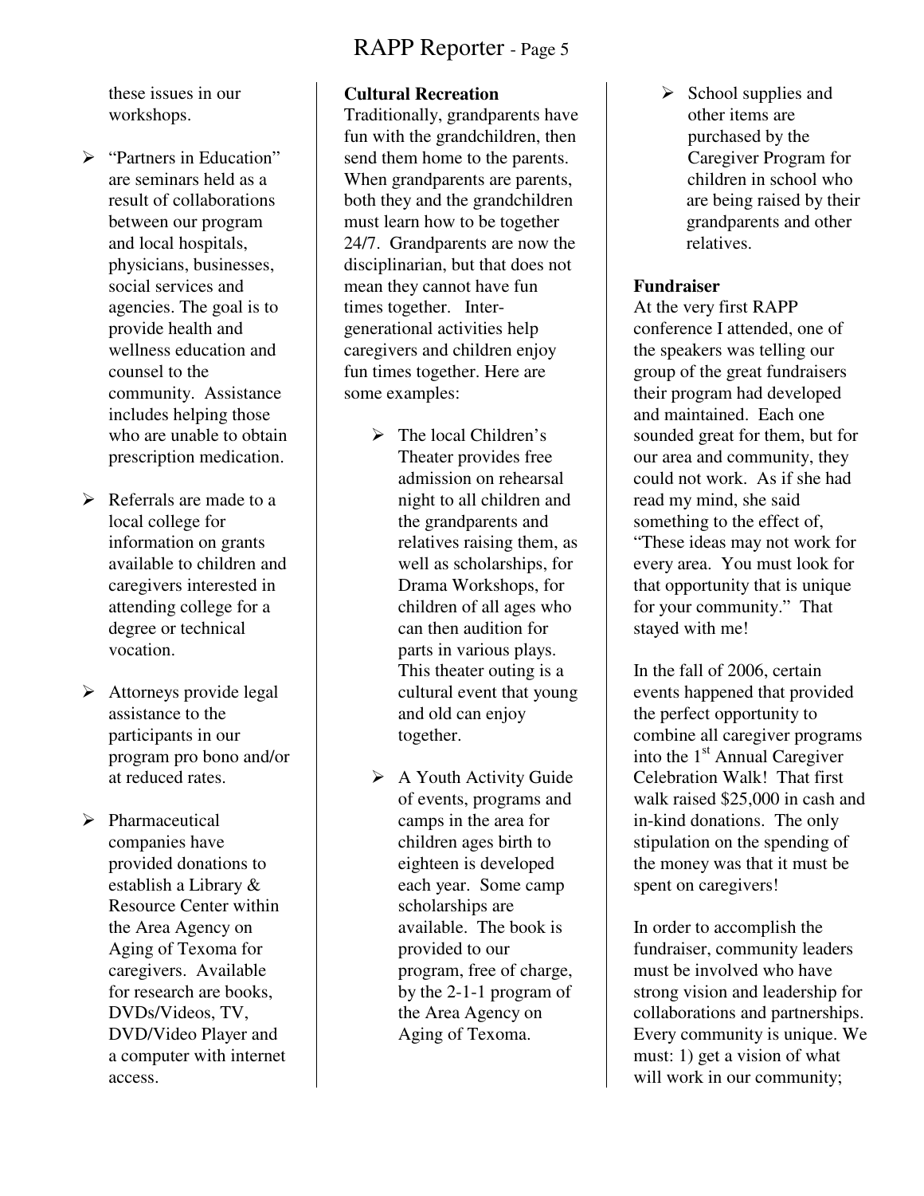these issues in our workshops.

- "Partners in Education" are seminars held as a result of collaborations between our program and local hospitals, physicians, businesses, social services and agencies. The goal is to provide health and wellness education and counsel to the community. Assistance includes helping those who are unable to obtain prescription medication.

- Referrals are made to a local college for information on grants available to children and caregivers interested in attending college for a degree or technical vocation.

- Attorneys provide legal assistance to the participants in our program pro bono and/or at reduced rates.

- Pharmaceutical companies have provided donations to establish a Library & Resource Center within the Area Agency on Aging of Texoma for caregivers. Available for research are books, DVDs/Videos, TV, DVD/Video Player and a computer with internet access.

**Cultural Recreation**

Traditionally, grandparents have fun with the grandchildren, then send them home to the parents. When grandparents are parents, both they and the grandchildren must learn how to be together 24/7. Grandparents are now the disciplinarian, but that does not mean they cannot have fun times together. Inter-generational activities help caregivers and children enjoy fun times together. Here are some examples:

- The local Children's Theater provides free admission on rehearsal night to all children and the grandparents and relatives raising them, as well as scholarships, for Drama Workshops, for children of all ages who can then audition for parts in various plays. This theater outing is a cultural event that young and old can enjoy together.

- A Youth Activity Guide of events, programs and camps in the area for children ages birth to eighteen is developed each year. Some camp scholarships are available. The book is provided to our program, free of charge, by the 2-1-1 program of the Area Agency on Aging of Texoma.

- School supplies and other items are purchased by the Caregiver Program for children in school who are being raised by their grandparents and other relatives.

**Fundraiser**

At the very first RAPP conference I attended, one of the speakers was telling our group of the great fundraisers their program had developed and maintained. Each one sounded great for them, but for our area and community, they could not work. As if she had read my mind, she said something to the effect of, "These ideas may not work for every area. You must look for that opportunity that is unique for your community." That stayed with me!

In the fall of 2006, certain events happened that provided the perfect opportunity to combine all caregiver programs into the 1st Annual Caregiver Celebration Walk! That first walk raised $25,000 in cash and in-kind donations. The only stipulation on the spending of the money was that it must be spent on caregivers!

In order to accomplish the fundraiser, community leaders must be involved who have strong vision and leadership for collaborations and partnerships. Every community is unique. We must: 1) get a vision of what will work in our community;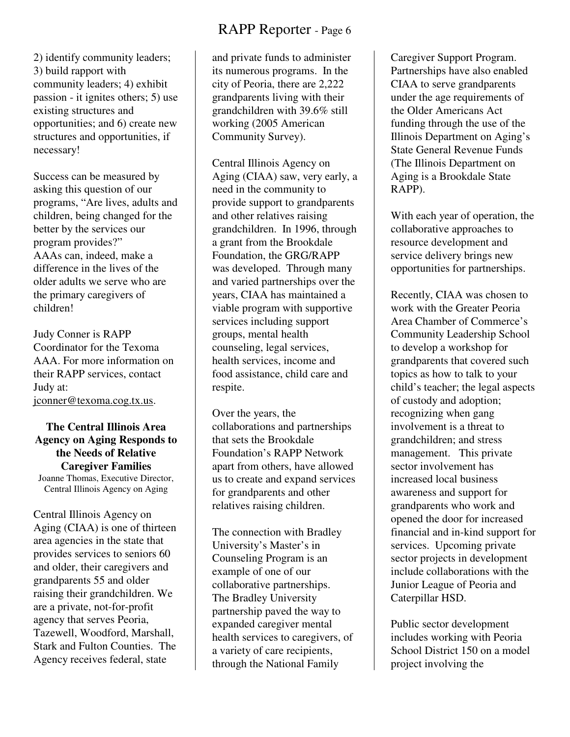2) identify community leaders; 3) build rapport with community leaders; 4) exhibit passion - it ignites others; 5) use existing structures and opportunities; and 6) create new structures and opportunities, if necessary!

Success can be measured by asking this question of our programs, "Are lives, adults and children, being changed for the better by the services our program provides?" AAAs can, indeed, make a difference in the lives of the older adults we serve who are the primary caregivers of children!

Judy Conner is RAPP Coordinator for the Texoma AAA. For more information on their RAPP services, contact Judy at: jconner@texoma.cog.tx.us.

### The Central Illinois Area Agency on Aging Responds to the Needs of Relative Caregiver Families

Joanne Thomas, Executive Director, Central Illinois Agency on Aging

Central Illinois Agency on Aging (CIAA) is one of thirteen area agencies in the state that provides services to seniors 60 and older, their caregivers and grandparents 55 and older raising their grandchildren. We are a private, not-for-profit agency that serves Peoria, Tazewell, Woodford, Marshall, Stark and Fulton Counties. The Agency receives federal, state and private funds to administer its numerous programs. In the city of Peoria, there are 2,222 grandparents living with their grandchildren with 39.6% still working (2005 American Community Survey).

Central Illinois Agency on Aging (CIAA) saw, very early, a need in the community to provide support to grandparents and other relatives raising grandchildren. In 1996, through a grant from the Brookdale Foundation, the GRG/RAPP was developed. Through many and varied partnerships over the years, CIAA has maintained a viable program with supportive services including support groups, mental health counseling, legal services, health services, income and food assistance, child care and respite.

Over the years, the collaborations and partnerships that sets the Brookdale Foundation's RAPP Network apart from others, have allowed us to create and expand services for grandparents and other relatives raising children.

The connection with Bradley University's Master's in Counseling Program is an example of one of our collaborative partnerships. The Bradley University partnership paved the way to expanded caregiver mental health services to caregivers, of a variety of care recipients, through the National Family Caregiver Support Program. Partnerships have also enabled CIAA to serve grandparents under the age requirements of the Older Americans Act funding through the use of the Illinois Department on Aging's State General Revenue Funds (The Illinois Department on Aging is a Brookdale State RAPP).

With each year of operation, the collaborative approaches to resource development and service delivery brings new opportunities for partnerships.

Recently, CIAA was chosen to work with the Greater Peoria Area Chamber of Commerce's Community Leadership School to develop a workshop for grandparents that covered such topics as how to talk to your child's teacher; the legal aspects of custody and adoption; recognizing when gang involvement is a threat to grandchildren; and stress management. This private sector involvement has increased local business awareness and support for grandparents who work and opened the door for increased financial and in-kind support for services. Upcoming private sector projects in development include collaborations with the Junior League of Peoria and Caterpillar HSD.

Public sector development includes working with Peoria School District 150 on a model project involving the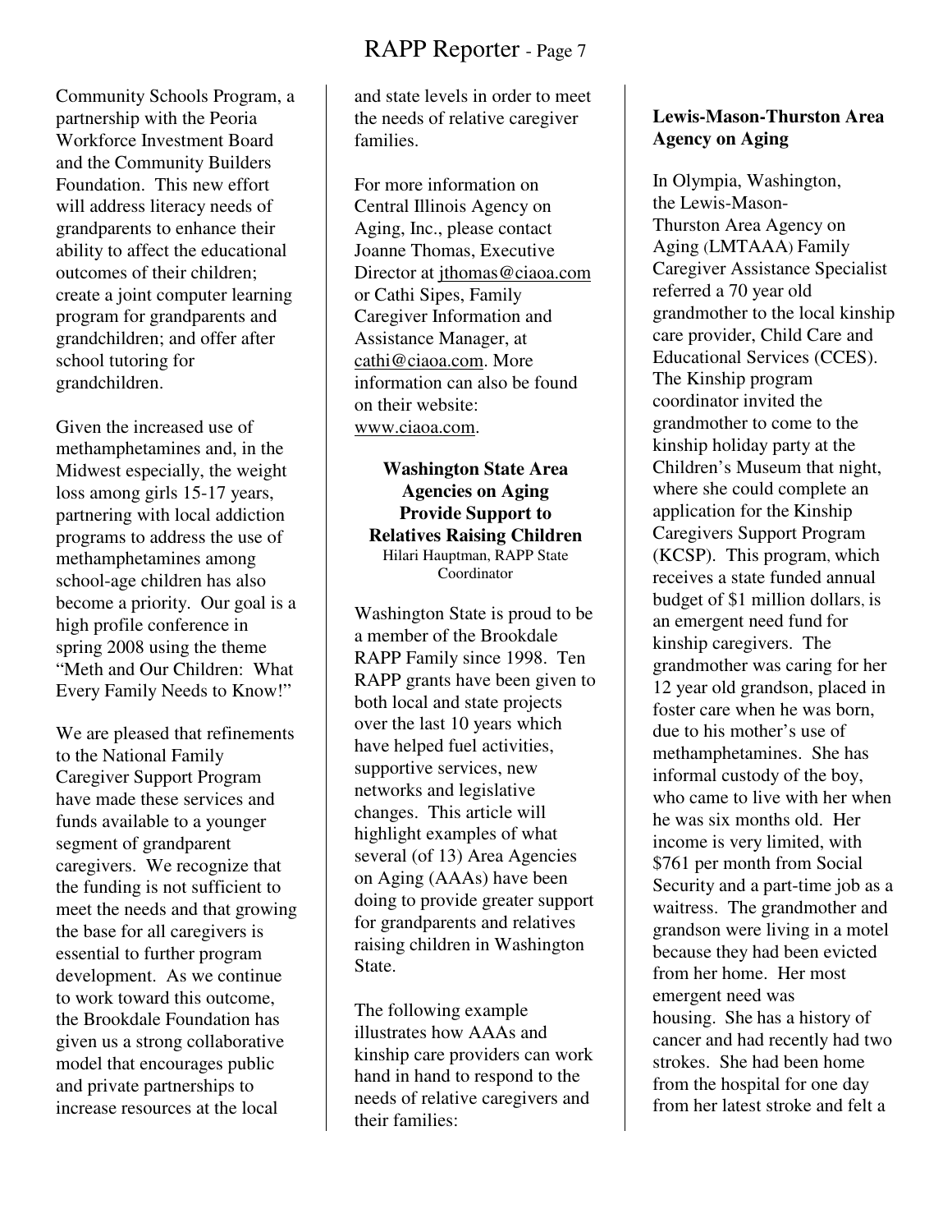Community Schools Program, a partnership with the Peoria Workforce Investment Board and the Community Builders Foundation. This new effort will address literacy needs of grandparents to enhance their ability to affect the educational outcomes of their children; create a joint computer learning program for grandparents and grandchildren; and offer after school tutoring for grandchildren.

Given the increased use of methamphetamines and, in the Midwest especially, the weight loss among girls 15-17 years, partnering with local addiction programs to address the use of methamphetamines among school-age children has also become a priority. Our goal is a high profile conference in spring 2008 using the theme "Meth and Our Children: What Every Family Needs to Know!"

We are pleased that refinements to the National Family Caregiver Support Program have made these services and funds available to a younger segment of grandparent caregivers. We recognize that the funding is not sufficient to meet the needs and that growing the base for all caregivers is essential to further program development. As we continue to work toward this outcome, the Brookdale Foundation has given us a strong collaborative model that encourages public and private partnerships to increase resources at the local and state levels in order to meet the needs of relative caregiver families.

For more information on Central Illinois Agency on Aging, Inc., please contact Joanne Thomas, Executive Director at jthomas@ciaoa.com or Cathi Sipes, Family Caregiver Information and Assistance Manager, at cathi@ciaoa.com. More information can also be found on their website: www.ciaoa.com.

## Washington State Area Agencies on Aging Provide Support to Relatives Raising Children

Hilari Hauptman, RAPP State Coordinator

Washington State is proud to be a member of the Brookdale RAPP Family since 1998. Ten RAPP grants have been given to both local and state projects over the last 10 years which have helped fuel activities, supportive services, new networks and legislative changes. This article will highlight examples of what several (of 13) Area Agencies on Aging (AAAs) have been doing to provide greater support for grandparents and relatives raising children in Washington State.

The following example illustrates how AAAs and kinship care providers can work hand in hand to respond to the needs of relative caregivers and their families:

### Lewis-Mason-Thurston Area Agency on Aging

In Olympia, Washington, the Lewis-Mason-Thurston Area Agency on Aging (LMTAAA) Family Caregiver Assistance Specialist referred a 70 year old grandmother to the local kinship care provider, Child Care and Educational Services (CCES). The Kinship program coordinator invited the grandmother to come to the kinship holiday party at the Children's Museum that night, where she could complete an application for the Kinship Caregivers Support Program (KCSP). This program, which receives a state funded annual budget of $1 million dollars, is an emergent need fund for kinship caregivers. The grandmother was caring for her 12 year old grandson, placed in foster care when he was born, due to his mother's use of methamphetamines. She has informal custody of the boy, who came to live with her when he was six months old. Her income is very limited, with $761 per month from Social Security and a part-time job as a waitress. The grandmother and grandson were living in a motel because they had been evicted from her home. Her most emergent need was housing. She has a history of cancer and had recently had two strokes. She had been home from the hospital for one day from her latest stroke and felt a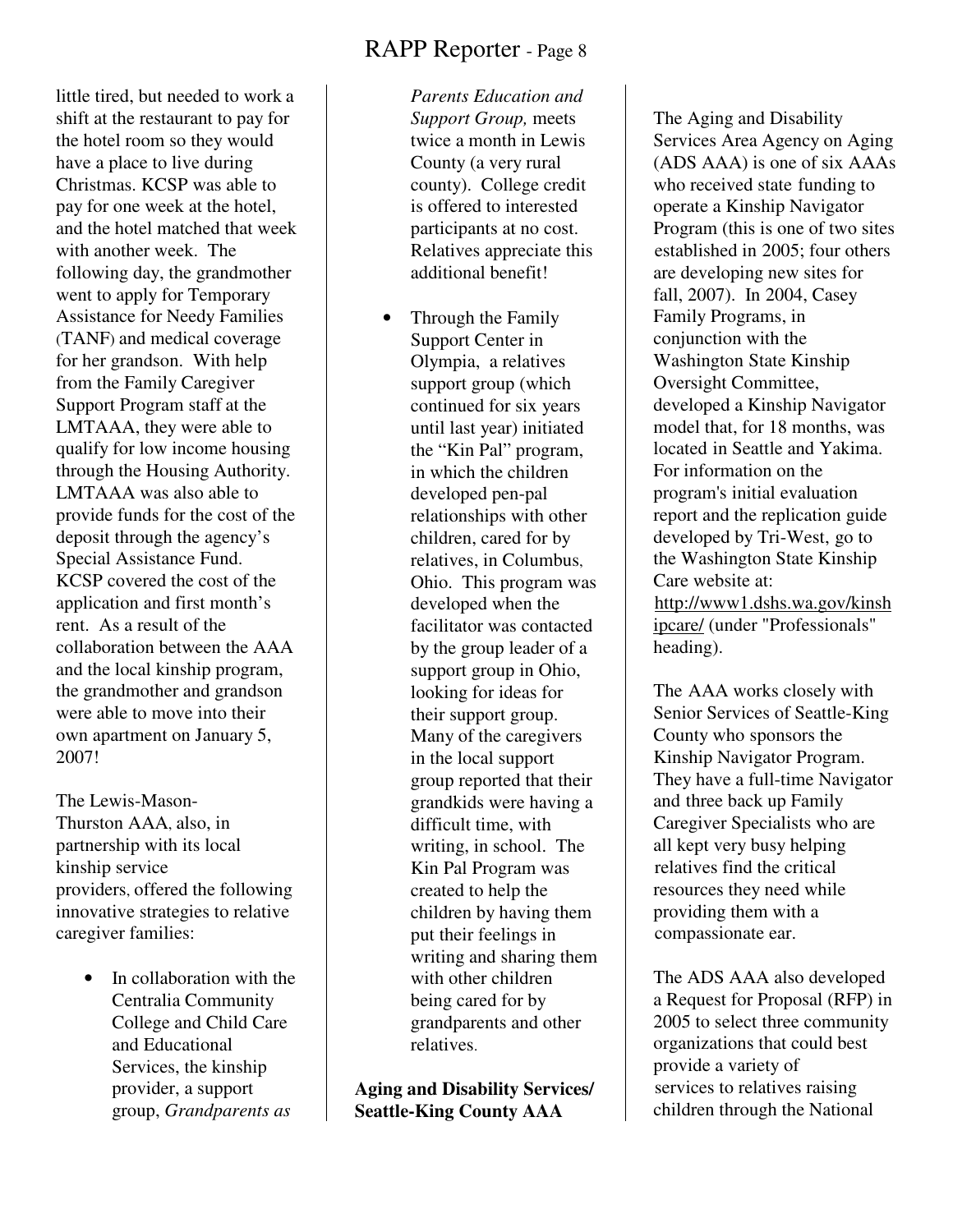little tired, but needed to work a shift at the restaurant to pay for the hotel room so they would have a place to live during Christmas. KCSP was able to pay for one week at the hotel, and the hotel matched that week with another week. The following day, the grandmother went to apply for Temporary Assistance for Needy Families (TANF) and medical coverage for her grandson. With help from the Family Caregiver Support Program staff at the LMTAAA, they were able to qualify for low income housing through the Housing Authority. LMTAAA was also able to provide funds for the cost of the deposit through the agency's Special Assistance Fund. KCSP covered the cost of the application and first month's rent. As a result of the collaboration between the AAA and the local kinship program, the grandmother and grandson were able to move into their own apartment on January 5, 2007!

The Lewis-Mason-Thurston AAA, also, in partnership with its local kinship service providers, offered the following innovative strategies to relative caregiver families:

- In collaboration with the Centralia Community College and Child Care and Educational Services, the kinship provider, a support group, *Grandparents as Parents Education and Support Group,* meets twice a month in Lewis County (a very rural county). College credit is offered to interested participants at no cost. Relatives appreciate this additional benefit!
- Through the Family Support Center in Olympia, a relatives support group (which continued for six years until last year) initiated the "Kin Pal" program, in which the children developed pen-pal relationships with other children, cared for by relatives, in Columbus, Ohio. This program was developed when the facilitator was contacted by the group leader of a support group in Ohio, looking for ideas for their support group. Many of the caregivers in the local support group reported that their grandkids were having a difficult time, with writing, in school. The Kin Pal Program was created to help the children by having them put their feelings in writing and sharing them with other children being cared for by grandparents and other relatives.

**Aging and Disability Services/ Seattle-King County AAA**

The Aging and Disability Services Area Agency on Aging (ADS AAA) is one of six AAAs who received state funding to operate a Kinship Navigator Program (this is one of two sites established in 2005; four others are developing new sites for fall, 2007). In 2004, Casey Family Programs, in conjunction with the Washington State Kinship Oversight Committee, developed a Kinship Navigator model that, for 18 months, was located in Seattle and Yakima. For information on the program's initial evaluation report and the replication guide developed by Tri-West, go to the Washington State Kinship Care website at: http://www1.dshs.wa.gov/kinshipcare/ (under "Professionals" heading).

The AAA works closely with Senior Services of Seattle-King County who sponsors the Kinship Navigator Program. They have a full-time Navigator and three back up Family Caregiver Specialists who are all kept very busy helping relatives find the critical resources they need while providing them with a compassionate ear.

The ADS AAA also developed a Request for Proposal (RFP) in 2005 to select three community organizations that could best provide a variety of services to relatives raising children through the National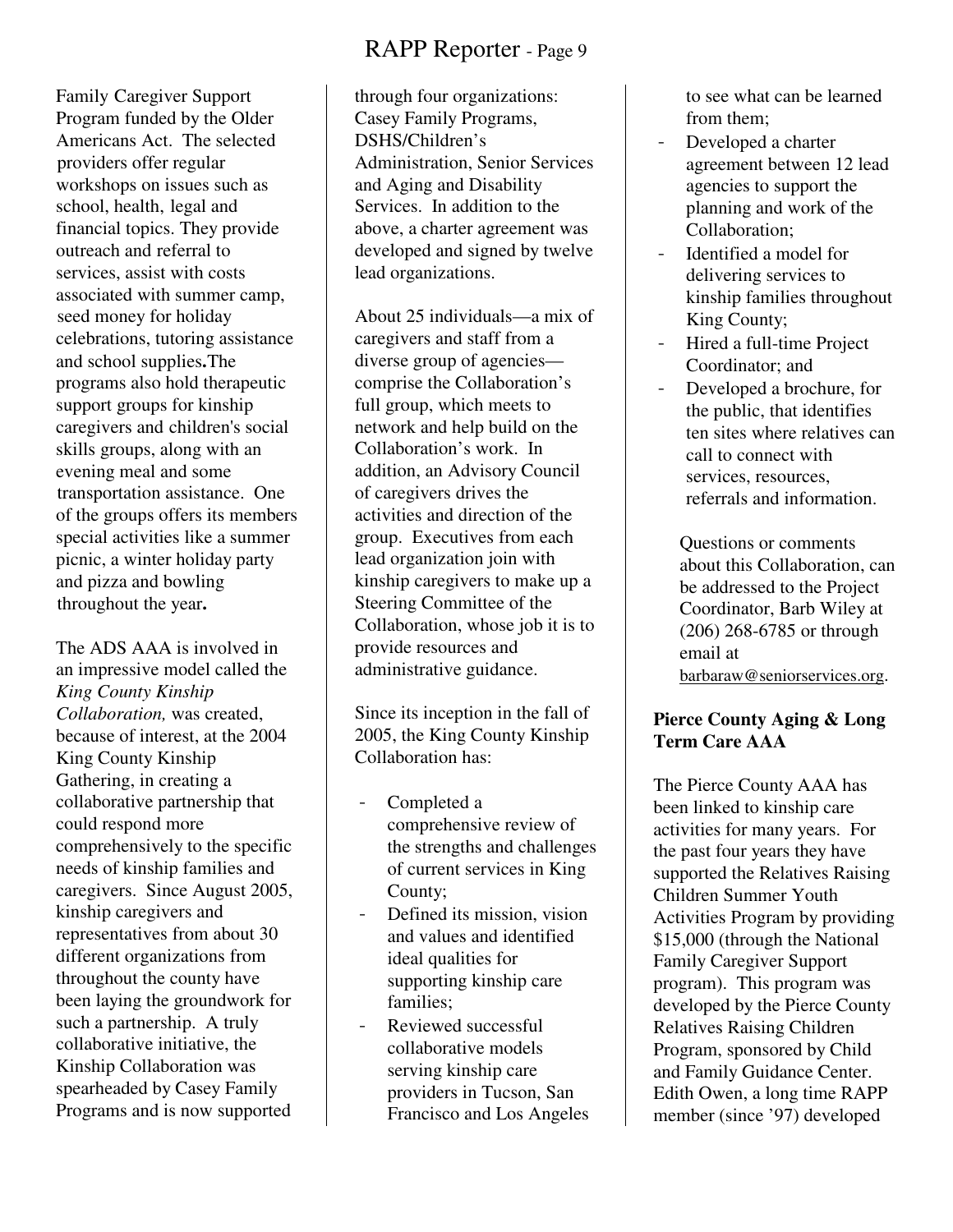Family Caregiver Support Program funded by the Older Americans Act. The selected providers offer regular workshops on issues such as school, health, legal and financial topics. They provide outreach and referral to services, assist with costs associated with summer camp, seed money for holiday celebrations, tutoring assistance and school supplies**.**The programs also hold therapeutic support groups for kinship caregivers and children's social skills groups, along with an evening meal and some transportation assistance. One of the groups offers its members special activities like a summer picnic, a winter holiday party and pizza and bowling throughout the year**.**

The ADS AAA is involved in an impressive model called the *King County Kinship Collaboration,* was created, because of interest, at the 2004 King County Kinship Gathering, in creating a collaborative partnership that could respond more comprehensively to the specific needs of kinship families and caregivers. Since August 2005, kinship caregivers and representatives from about 30 different organizations from throughout the county have been laying the groundwork for such a partnership. A truly collaborative initiative, the Kinship Collaboration was spearheaded by Casey Family Programs and is now supported through four organizations: Casey Family Programs, DSHS/Children's Administration, Senior Services and Aging and Disability Services. In addition to the above, a charter agreement was developed and signed by twelve lead organizations.

About 25 individuals—a mix of caregivers and staff from a diverse group of agencies—comprise the Collaboration's full group, which meets to network and help build on the Collaboration's work. In addition, an Advisory Council of caregivers drives the activities and direction of the group. Executives from each lead organization join with kinship caregivers to make up a Steering Committee of the Collaboration, whose job it is to provide resources and administrative guidance.

Since its inception in the fall of 2005, the King County Kinship Collaboration has:

- Completed a comprehensive review of the strengths and challenges of current services in King County;
- Defined its mission, vision and values and identified ideal qualities for supporting kinship care families;
- Reviewed successful collaborative models serving kinship care providers in Tucson, San Francisco and Los Angeles to see what can be learned from them;
- Developed a charter agreement between 12 lead agencies to support the planning and work of the Collaboration;
- Identified a model for delivering services to kinship families throughout King County;
- Hired a full-time Project Coordinator; and
- Developed a brochure, for the public, that identifies ten sites where relatives can call to connect with services, resources, referrals and information.

Questions or comments about this Collaboration, can be addressed to the Project Coordinator, Barb Wiley at (206) 268-6785 or through email at barbaraw@seniorservices.org.

**Pierce County Aging & Long Term Care AAA**

The Pierce County AAA has been linked to kinship care activities for many years. For the past four years they have supported the Relatives Raising Children Summer Youth Activities Program by providing $15,000 (through the National Family Caregiver Support program). This program was developed by the Pierce County Relatives Raising Children Program, sponsored by Child and Family Guidance Center. Edith Owen, a long time RAPP member (since '97) developed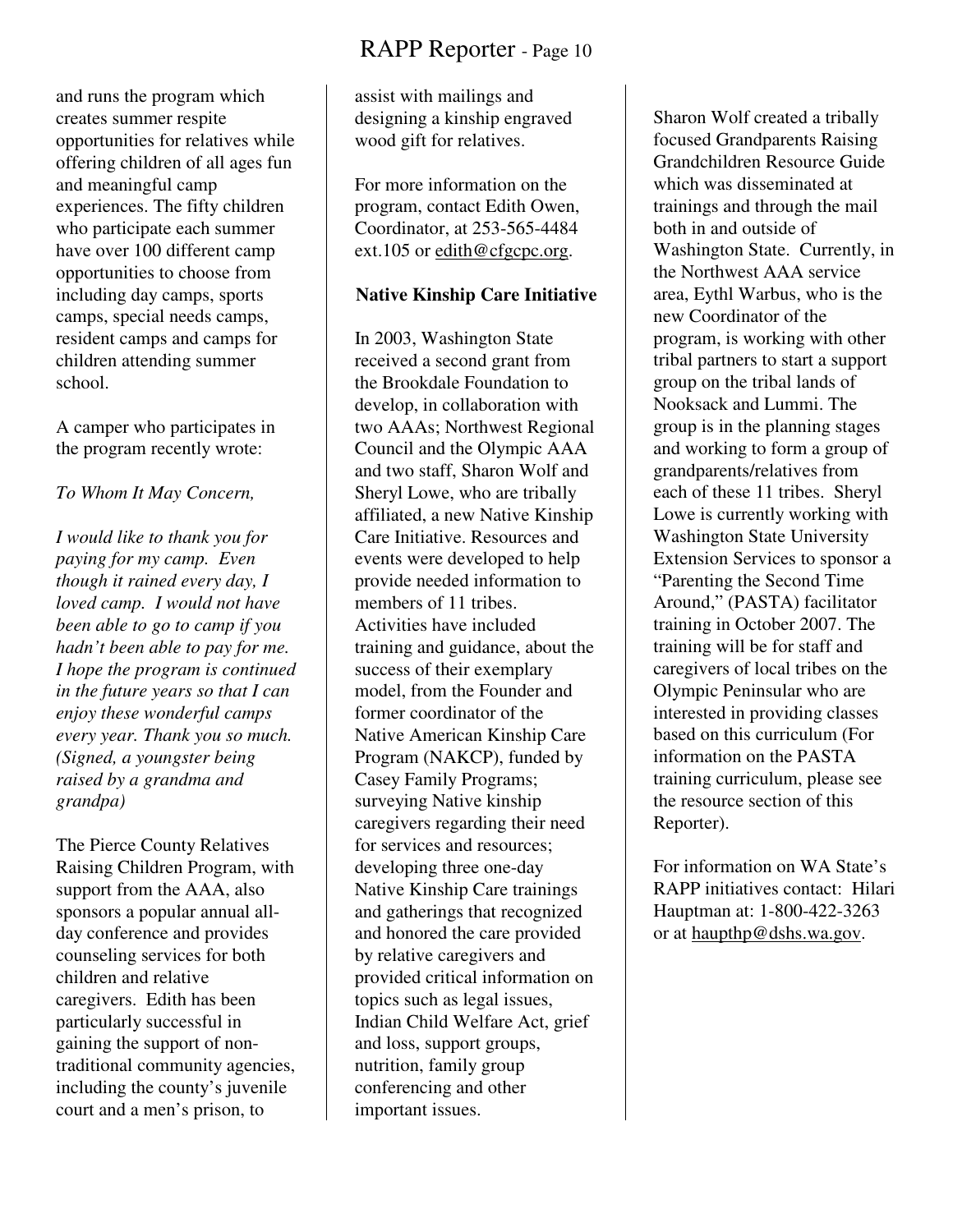and runs the program which creates summer respite opportunities for relatives while offering children of all ages fun and meaningful camp experiences. The fifty children who participate each summer have over 100 different camp opportunities to choose from including day camps, sports camps, special needs camps, resident camps and camps for children attending summer school.

A camper who participates in the program recently wrote:

*To Whom It May Concern,*

*I would like to thank you for paying for my camp. Even though it rained every day, I loved camp. I would not have been able to go to camp if you hadn't been able to pay for me. I hope the program is continued in the future years so that I can enjoy these wonderful camps every year. Thank you so much. (Signed, a youngster being raised by a grandma and grandpa)*

The Pierce County Relatives Raising Children Program, with support from the AAA, also sponsors a popular annual all-day conference and provides counseling services for both children and relative caregivers. Edith has been particularly successful in gaining the support of non-traditional community agencies, including the county's juvenile court and a men's prison, to assist with mailings and designing a kinship engraved wood gift for relatives.

For more information on the program, contact Edith Owen, Coordinator, at 253-565-4484 ext.105 or edith@cfgcpc.org.

**Native Kinship Care Initiative**

In 2003, Washington State received a second grant from the Brookdale Foundation to develop, in collaboration with two AAAs; Northwest Regional Council and the Olympic AAA and two staff, Sharon Wolf and Sheryl Lowe, who are tribally affiliated, a new Native Kinship Care Initiative. Resources and events were developed to help provide needed information to members of 11 tribes. Activities have included training and guidance, about the success of their exemplary model, from the Founder and former coordinator of the Native American Kinship Care Program (NAKCP), funded by Casey Family Programs; surveying Native kinship caregivers regarding their need for services and resources; developing three one-day Native Kinship Care trainings and gatherings that recognized and honored the care provided by relative caregivers and provided critical information on topics such as legal issues, Indian Child Welfare Act, grief and loss, support groups, nutrition, family group conferencing and other important issues.

Sharon Wolf created a tribally focused Grandparents Raising Grandchildren Resource Guide which was disseminated at trainings and through the mail both in and outside of Washington State. Currently, in the Northwest AAA service area, Eythl Warbus, who is the new Coordinator of the program, is working with other tribal partners to start a support group on the tribal lands of Nooksack and Lummi. The group is in the planning stages and working to form a group of grandparents/relatives from each of these 11 tribes. Sheryl Lowe is currently working with Washington State University Extension Services to sponsor a "Parenting the Second Time Around," (PASTA) facilitator training in October 2007. The training will be for staff and caregivers of local tribes on the Olympic Peninsular who are interested in providing classes based on this curriculum (For information on the PASTA training curriculum, please see the resource section of this Reporter).

For information on WA State's RAPP initiatives contact: Hilari Hauptman at: 1-800-422-3263 or at haupthp@dshs.wa.gov.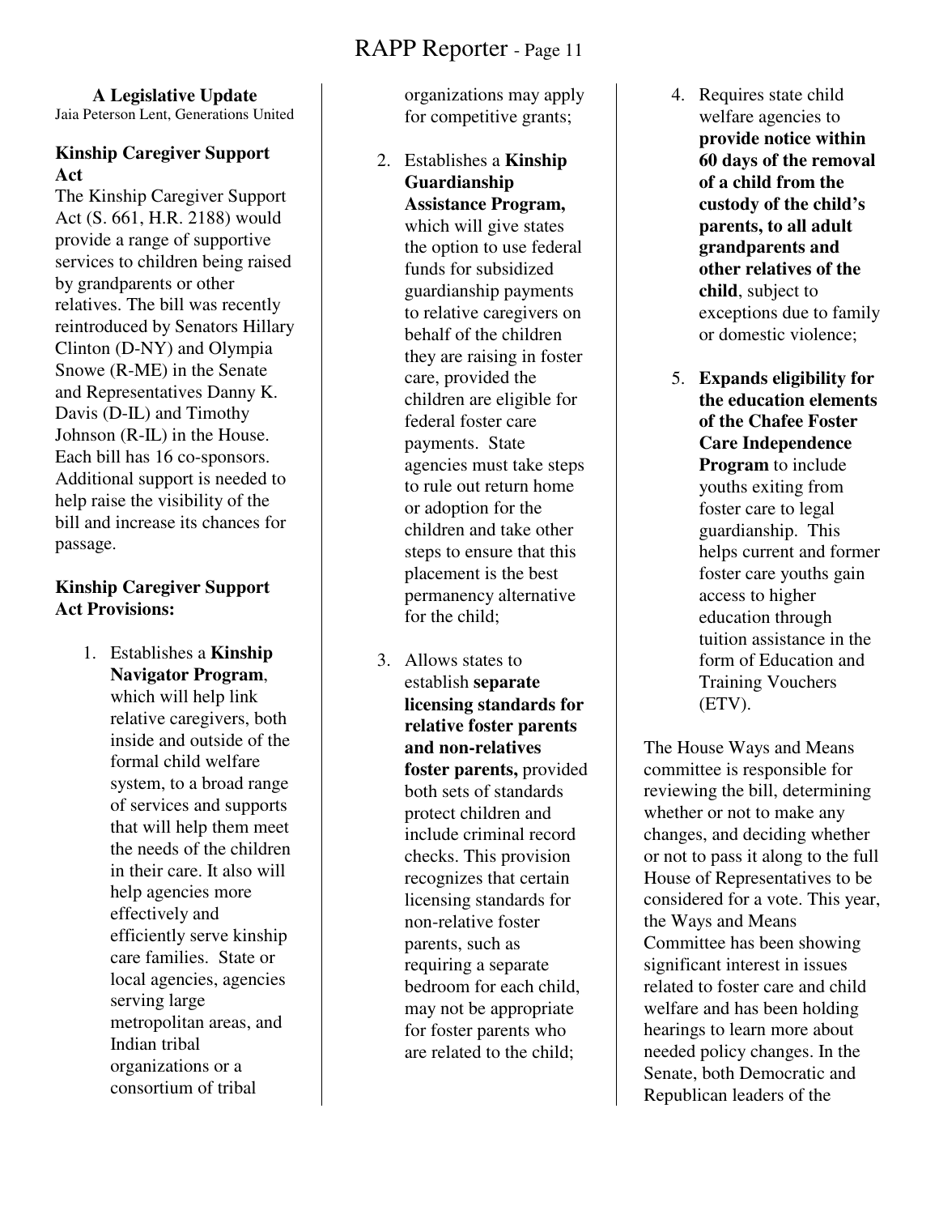## A Legislative Update

Jaia Peterson Lent, Generations United

### Kinship Caregiver Support Act

The Kinship Caregiver Support Act (S. 661, H.R. 2188) would provide a range of supportive services to children being raised by grandparents or other relatives. The bill was recently reintroduced by Senators Hillary Clinton (D-NY) and Olympia Snowe (R-ME) in the Senate and Representatives Danny K. Davis (D-IL) and Timothy Johnson (R-IL) in the House. Each bill has 16 co-sponsors. Additional support is needed to help raise the visibility of the bill and increase its chances for passage.

### Kinship Caregiver Support Act Provisions:

1. Establishes a **Kinship Navigator Program**, which will help link relative caregivers, both inside and outside of the formal child welfare system, to a broad range of services and supports that will help them meet the needs of the children in their care. It also will help agencies more effectively and efficiently serve kinship care families. State or local agencies, agencies serving large metropolitan areas, and Indian tribal organizations or a consortium of tribal organizations may apply for competitive grants;

2. Establishes a **Kinship Guardianship Assistance Program,** which will give states the option to use federal funds for subsidized guardianship payments to relative caregivers on behalf of the children they are raising in foster care, provided the children are eligible for federal foster care payments. State agencies must take steps to rule out return home or adoption for the children and take other steps to ensure that this placement is the best permanency alternative for the child;

3. Allows states to establish **separate licensing standards for relative foster parents and non-relatives foster parents,** provided both sets of standards protect children and include criminal record checks. This provision recognizes that certain licensing standards for non-relative foster parents, such as requiring a separate bedroom for each child, may not be appropriate for foster parents who are related to the child;

4. Requires state child welfare agencies to **provide notice within 60 days of the removal of a child from the custody of the child's parents, to all adult grandparents and other relatives of the child**, subject to exceptions due to family or domestic violence;

5. **Expands eligibility for the education elements of the Chafee Foster Care Independence Program** to include youths exiting from foster care to legal guardianship. This helps current and former foster care youths gain access to higher education through tuition assistance in the form of Education and Training Vouchers (ETV).

The House Ways and Means committee is responsible for reviewing the bill, determining whether or not to make any changes, and deciding whether or not to pass it along to the full House of Representatives to be considered for a vote. This year, the Ways and Means Committee has been showing significant interest in issues related to foster care and child welfare and has been holding hearings to learn more about needed policy changes. In the Senate, both Democratic and Republican leaders of the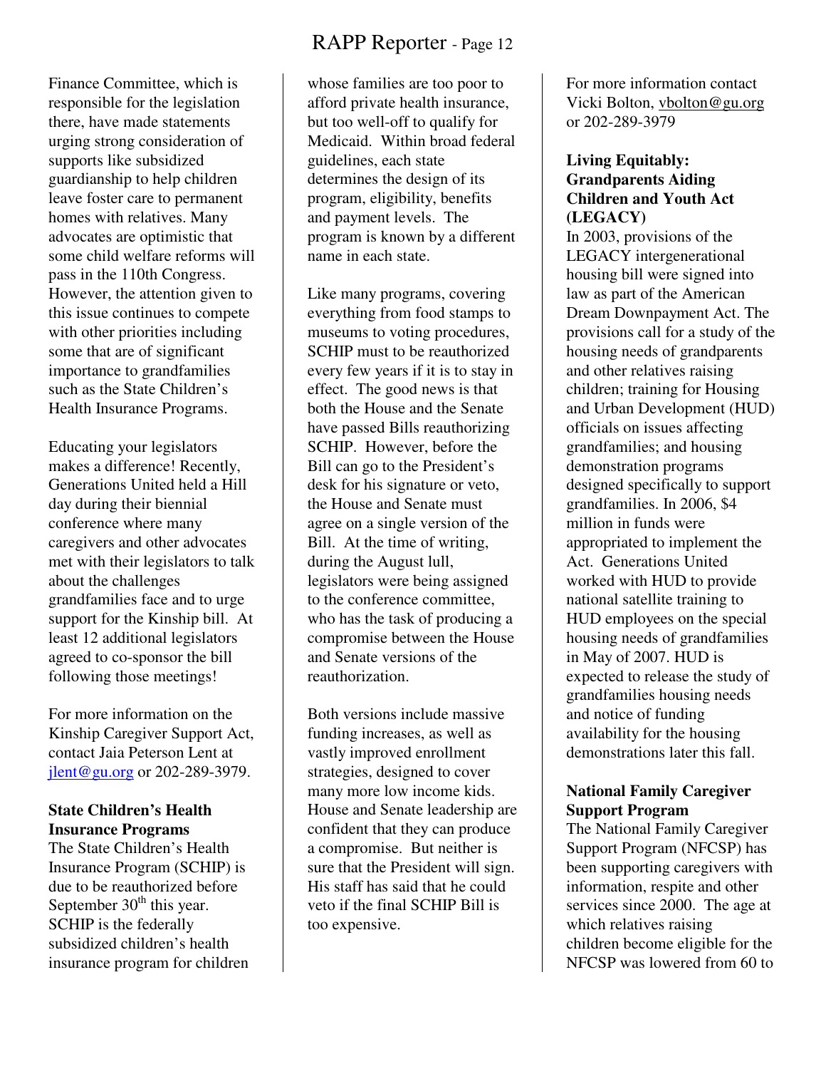Finance Committee, which is responsible for the legislation there, have made statements urging strong consideration of supports like subsidized guardianship to help children leave foster care to permanent homes with relatives. Many advocates are optimistic that some child welfare reforms will pass in the 110th Congress. However, the attention given to this issue continues to compete with other priorities including some that are of significant importance to grandfamilies such as the State Children's Health Insurance Programs.

Educating your legislators makes a difference! Recently, Generations United held a Hill day during their biennial conference where many caregivers and other advocates met with their legislators to talk about the challenges grandfamilies face and to urge support for the Kinship bill. At least 12 additional legislators agreed to co-sponsor the bill following those meetings!

For more information on the Kinship Caregiver Support Act, contact Jaia Peterson Lent at jlent@gu.org or 202-289-3979.

**State Children's Health Insurance Programs**

The State Children's Health Insurance Program (SCHIP) is due to be reauthorized before September 30th this year. SCHIP is the federally subsidized children's health insurance program for children whose families are too poor to afford private health insurance, but too well-off to qualify for Medicaid. Within broad federal guidelines, each state determines the design of its program, eligibility, benefits and payment levels. The program is known by a different name in each state.

Like many programs, covering everything from food stamps to museums to voting procedures, SCHIP must to be reauthorized every few years if it is to stay in effect. The good news is that both the House and the Senate have passed Bills reauthorizing SCHIP. However, before the Bill can go to the President's desk for his signature or veto, the House and Senate must agree on a single version of the Bill. At the time of writing, during the August lull, legislators were being assigned to the conference committee, who has the task of producing a compromise between the House and Senate versions of the reauthorization.

Both versions include massive funding increases, as well as vastly improved enrollment strategies, designed to cover many more low income kids. House and Senate leadership are confident that they can produce a compromise. But neither is sure that the President will sign. His staff has said that he could veto if the final SCHIP Bill is too expensive.

For more information contact Vicki Bolton, vbolton@gu.org or 202-289-3979

**Living Equitably: Grandparents Aiding Children and Youth Act (LEGACY)**

In 2003, provisions of the LEGACY intergenerational housing bill were signed into law as part of the American Dream Downpayment Act. The provisions call for a study of the housing needs of grandparents and other relatives raising children; training for Housing and Urban Development (HUD) officials on issues affecting grandfamilies; and housing demonstration programs designed specifically to support grandfamilies. In 2006, $4 million in funds were appropriated to implement the Act. Generations United worked with HUD to provide national satellite training to HUD employees on the special housing needs of grandfamilies in May of 2007. HUD is expected to release the study of grandfamilies housing needs and notice of funding availability for the housing demonstrations later this fall.

**National Family Caregiver Support Program**

The National Family Caregiver Support Program (NFCSP) has been supporting caregivers with information, respite and other services since 2000. The age at which relatives raising children become eligible for the NFCSP was lowered from 60 to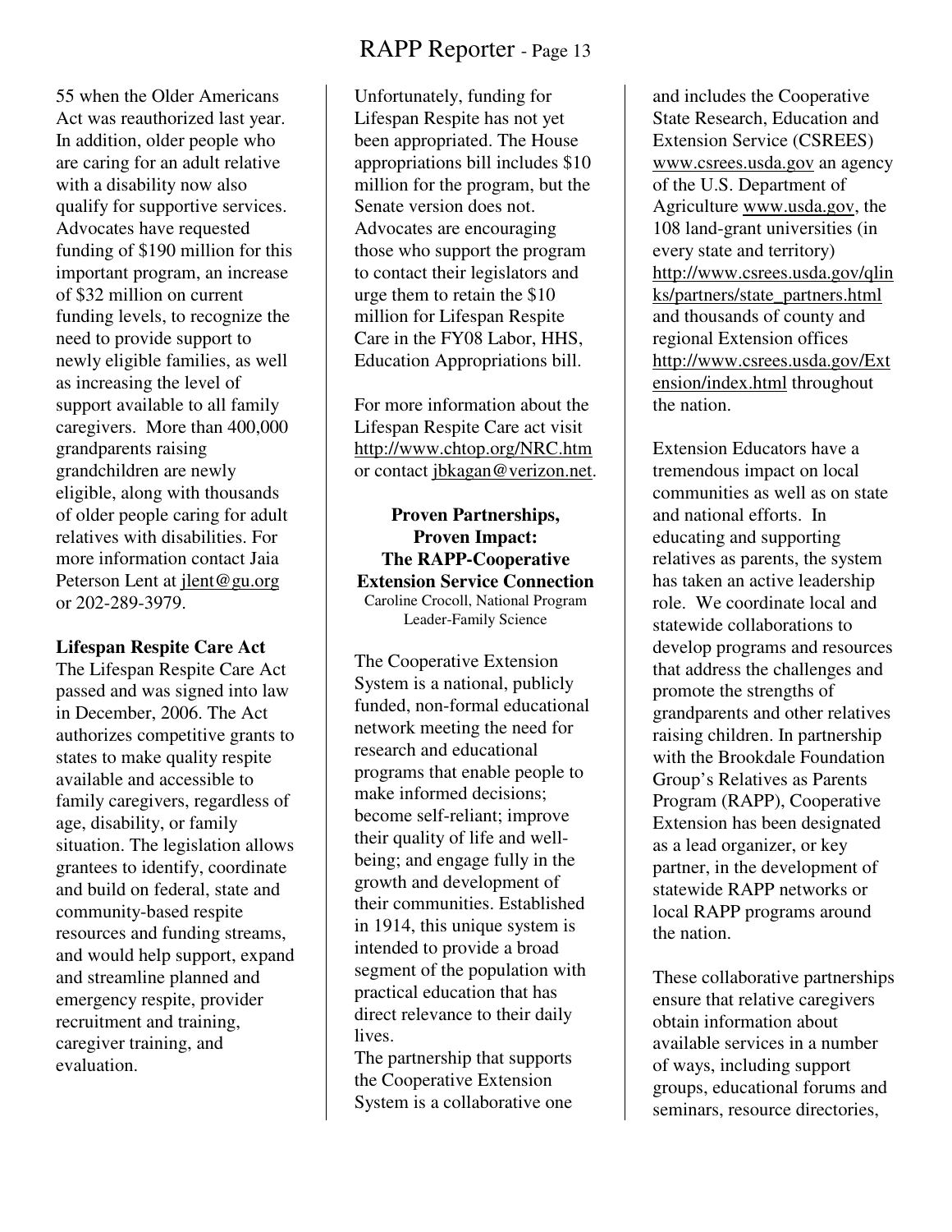55 when the Older Americans Act was reauthorized last year. In addition, older people who are caring for an adult relative with a disability now also qualify for supportive services. Advocates have requested funding of $190 million for this important program, an increase of $32 million on current funding levels, to recognize the need to provide support to newly eligible families, as well as increasing the level of support available to all family caregivers. More than 400,000 grandparents raising grandchildren are newly eligible, along with thousands of older people caring for adult relatives with disabilities. For more information contact Jaia Peterson Lent at jlent@gu.org or 202-289-3979.

**Lifespan Respite Care Act**

The Lifespan Respite Care Act passed and was signed into law in December, 2006. The Act authorizes competitive grants to states to make quality respite available and accessible to family caregivers, regardless of age, disability, or family situation. The legislation allows grantees to identify, coordinate and build on federal, state and community-based respite resources and funding streams, and would help support, expand and streamline planned and emergency respite, provider recruitment and training, caregiver training, and evaluation.

Unfortunately, funding for Lifespan Respite has not yet been appropriated. The House appropriations bill includes $10 million for the program, but the Senate version does not. Advocates are encouraging those who support the program to contact their legislators and urge them to retain the $10 million for Lifespan Respite Care in the FY08 Labor, HHS, Education Appropriations bill.

For more information about the Lifespan Respite Care act visit http://www.chtop.org/NRC.htm or contact jbkagan@verizon.net.

## Proven Partnerships, Proven Impact: The RAPP-Cooperative Extension Service Connection

Caroline Crocoll, National Program Leader-Family Science

The Cooperative Extension System is a national, publicly funded, non-formal educational network meeting the need for research and educational programs that enable people to make informed decisions; become self-reliant; improve their quality of life and well-being; and engage fully in the growth and development of their communities. Established in 1914, this unique system is intended to provide a broad segment of the population with practical education that has direct relevance to their daily lives.

The partnership that supports the Cooperative Extension System is a collaborative one and includes the Cooperative State Research, Education and Extension Service (CSREES) www.csrees.usda.gov an agency of the U.S. Department of Agriculture www.usda.gov, the 108 land-grant universities (in every state and territory) http://www.csrees.usda.gov/qlinks/partners/state_partners.html and thousands of county and regional Extension offices http://www.csrees.usda.gov/Extension/index.html throughout the nation.

Extension Educators have a tremendous impact on local communities as well as on state and national efforts. In educating and supporting relatives as parents, the system has taken an active leadership role. We coordinate local and statewide collaborations to develop programs and resources that address the challenges and promote the strengths of grandparents and other relatives raising children. In partnership with the Brookdale Foundation Group's Relatives as Parents Program (RAPP), Cooperative Extension has been designated as a lead organizer, or key partner, in the development of statewide RAPP networks or local RAPP programs around the nation.

These collaborative partnerships ensure that relative caregivers obtain information about available services in a number of ways, including support groups, educational forums and seminars, resource directories,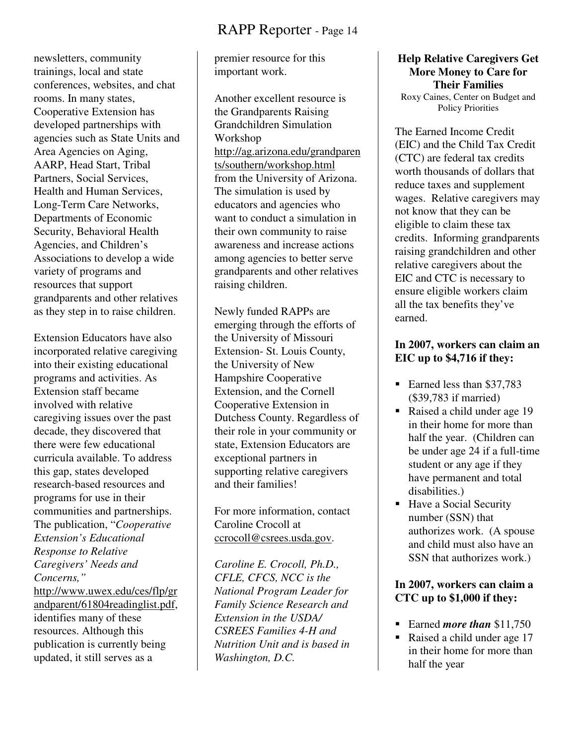newsletters, community trainings, local and state conferences, websites, and chat rooms. In many states, Cooperative Extension has developed partnerships with agencies such as State Units and Area Agencies on Aging, AARP, Head Start, Tribal Partners, Social Services, Health and Human Services, Long-Term Care Networks, Departments of Economic Security, Behavioral Health Agencies, and Children's Associations to develop a wide variety of programs and resources that support grandparents and other relatives as they step in to raise children.

Extension Educators have also incorporated relative caregiving into their existing educational programs and activities. As Extension staff became involved with relative caregiving issues over the past decade, they discovered that there were few educational curricula available. To address this gap, states developed research-based resources and programs for use in their communities and partnerships. The publication, "*Cooperative Extension's Educational Response to Relative Caregivers' Needs and Concerns,"* http://www.uwex.edu/ces/flp/grandparent/61804readinglist.pdf, identifies many of these resources. Although this publication is currently being updated, it still serves as a premier resource for this important work.

Another excellent resource is the Grandparents Raising Grandchildren Simulation Workshop http://ag.arizona.edu/grandparents/southern/workshop.html from the University of Arizona. The simulation is used by educators and agencies who want to conduct a simulation in their own community to raise awareness and increase actions among agencies to better serve grandparents and other relatives raising children.

Newly funded RAPPs are emerging through the efforts of the University of Missouri Extension- St. Louis County, the University of New Hampshire Cooperative Extension, and the Cornell Cooperative Extension in Dutchess County. Regardless of their role in your community or state, Extension Educators are exceptional partners in supporting relative caregivers and their families!

For more information, contact Caroline Crocoll at ccrocoll@csrees.usda.gov.

*Caroline E. Crocoll, Ph.D., CFLE, CFCS, NCC is the National Program Leader for Family Science Research and Extension in the USDA/ CSREES Families 4-H and Nutrition Unit and is based in Washington, D.C.*

## Help Relative Caregivers Get More Money to Care for Their Families

Roxy Caines, Center on Budget and Policy Priorities

The Earned Income Credit (EIC) and the Child Tax Credit (CTC) are federal tax credits worth thousands of dollars that reduce taxes and supplement wages. Relative caregivers may not know that they can be eligible to claim these tax credits. Informing grandparents raising grandchildren and other relative caregivers about the EIC and CTC is necessary to ensure eligible workers claim all the tax benefits they've earned.

**In 2007, workers can claim an EIC up to $4,716 if they:**

- Earned less than $37,783 ($39,783 if married)
- Raised a child under age 19 in their home for more than half the year. (Children can be under age 24 if a full-time student or any age if they have permanent and total disabilities.)
- Have a Social Security number (SSN) that authorizes work. (A spouse and child must also have an SSN that authorizes work.)

**In 2007, workers can claim a CTC up to $1,000 if they:**

- Earned ***more than*** $11,750
- Raised a child under age 17 in their home for more than half the year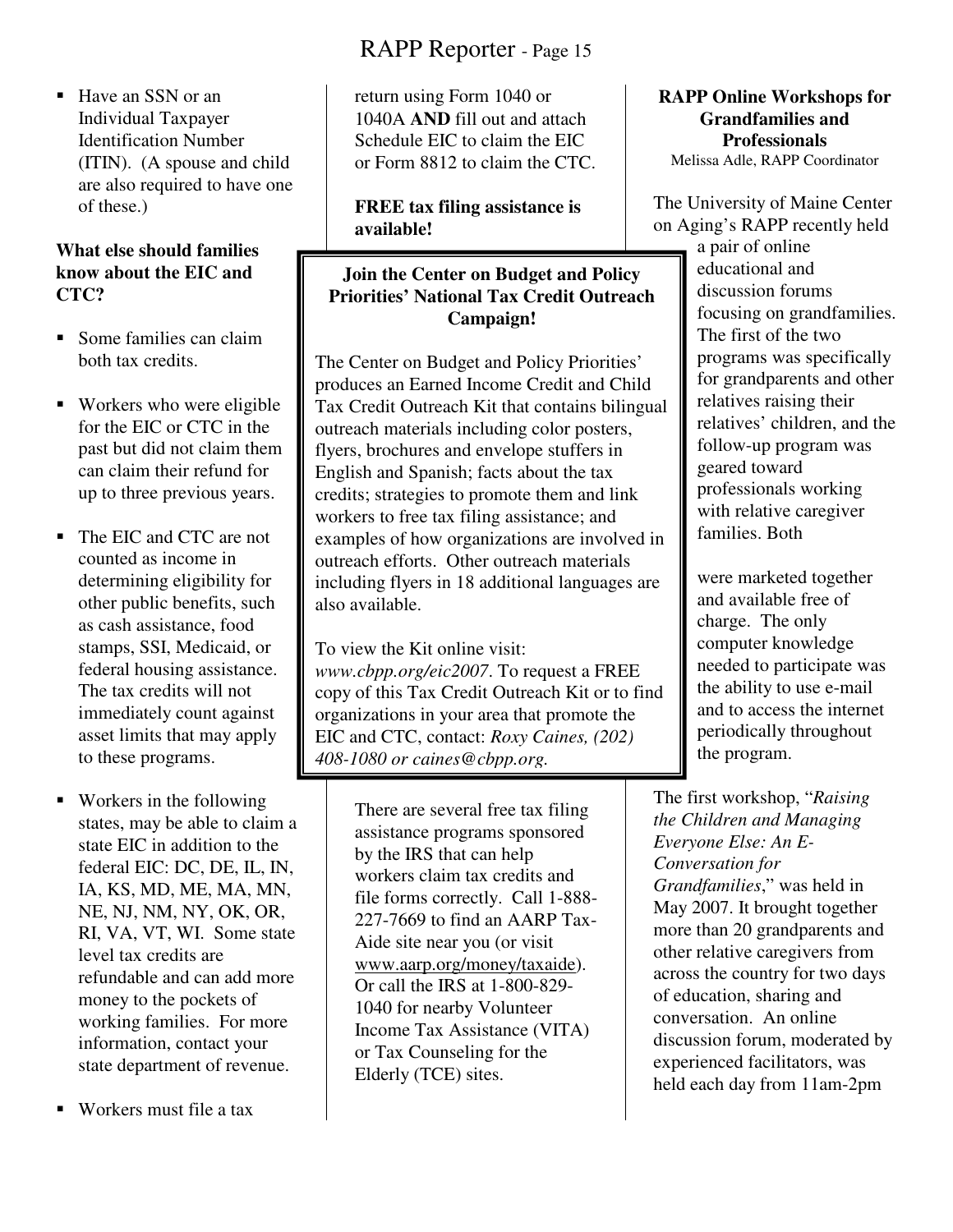- Have an SSN or an Individual Taxpayer Identification Number (ITIN). (A spouse and child are also required to have one of these.)

**What else should families know about the EIC and CTC?**

- Some families can claim both tax credits.
- Workers who were eligible for the EIC or CTC in the past but did not claim them can claim their refund for up to three previous years.
- The EIC and CTC are not counted as income in determining eligibility for other public benefits, such as cash assistance, food stamps, SSI, Medicaid, or federal housing assistance. The tax credits will not immediately count against asset limits that may apply to these programs.
- Workers in the following states, may be able to claim a state EIC in addition to the federal EIC: DC, DE, IL, IN, IA, KS, MD, ME, MA, MN, NE, NJ, NM, NY, OK, OR, RI, VA, VT, WI. Some state level tax credits are refundable and can add more money to the pockets of working families. For more information, contact your state department of revenue.
- Workers must file a tax return using Form 1040 or 1040A **AND** fill out and attach Schedule EIC to claim the EIC or Form 8812 to claim the CTC.

**FREE tax filing assistance is available!**

There are several free tax filing assistance programs sponsored by the IRS that can help workers claim tax credits and file forms correctly. Call 1-888-227-7669 to find an AARP Tax-Aide site near you (or visit www.aarp.org/money/taxaide). Or call the IRS at 1-800-829-1040 for nearby Volunteer Income Tax Assistance (VITA) or Tax Counseling for the Elderly (TCE) sites.

**Join the Center on Budget and Policy Priorities' National Tax Credit Outreach Campaign!**

The Center on Budget and Policy Priorities' produces an Earned Income Credit and Child Tax Credit Outreach Kit that contains bilingual outreach materials including color posters, flyers, brochures and envelope stuffers in English and Spanish; facts about the tax credits; strategies to promote them and link workers to free tax filing assistance; and examples of how organizations are involved in outreach efforts. Other outreach materials including flyers in 18 additional languages are also available.

To view the Kit online visit: *www.cbpp.org/eic2007*. To request a FREE copy of this Tax Credit Outreach Kit or to find organizations in your area that promote the EIC and CTC, contact: *Roxy Caines, (202) 408-1080 or caines@cbpp.org.*

## RAPP Online Workshops for Grandfamilies and Professionals

Melissa Adle, RAPP Coordinator

The University of Maine Center on Aging's RAPP recently held a pair of online educational and discussion forums focusing on grandfamilies. The first of the two programs was specifically for grandparents and other relatives raising their relatives' children, and the follow-up program was geared toward professionals working with relative caregiver families. Both were marketed together and available free of charge. The only computer knowledge needed to participate was the ability to use e-mail and to access the internet periodically throughout the program.

The first workshop, "*Raising the Children and Managing Everyone Else: An E-Conversation for Grandfamilies*," was held in May 2007. It brought together more than 20 grandparents and other relative caregivers from across the country for two days of education, sharing and conversation. An online discussion forum, moderated by experienced facilitators, was held each day from 11am-2pm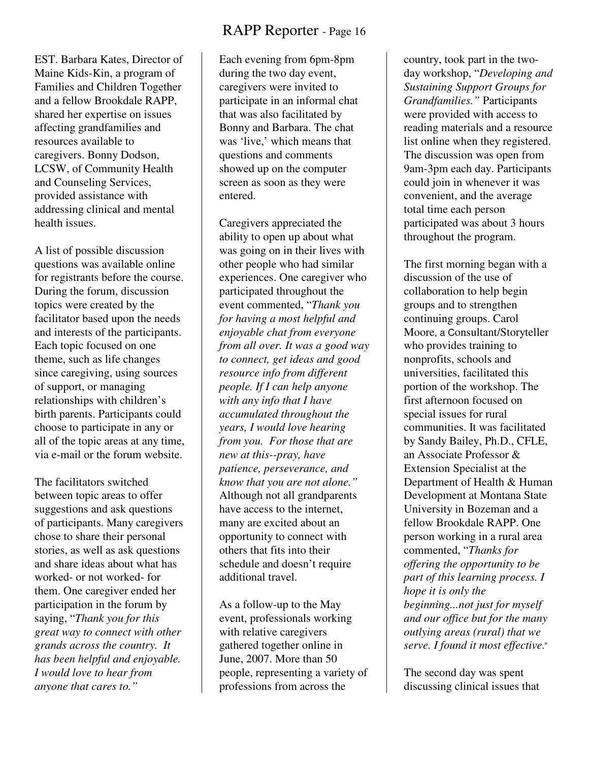EST. Barbara Kates, Director of Maine Kids-Kin, a program of Families and Children Together and a fellow Brookdale RAPP, shared her expertise on issues affecting grandfamilies and resources available to caregivers. Bonny Dodson, LCSW, of Community Health and Counseling Services, provided assistance with addressing clinical and mental health issues.

A list of possible discussion questions was available online for registrants before the course. During the forum, discussion topics were created by the facilitator based upon the needs and interests of the participants. Each topic focused on one theme, such as life changes since caregiving, using sources of support, or managing relationships with children's birth parents. Participants could choose to participate in any or all of the topic areas at any time, via e-mail or the forum website.

The facilitators switched between topic areas to offer suggestions and ask questions of participants. Many caregivers chose to share their personal stories, as well as ask questions and share ideas about what has worked- or not worked- for them. One caregiver ended her participation in the forum by saying, "*Thank you for this great way to connect with other grands across the country. It has been helpful and enjoyable. I would love to hear from anyone that cares to.*"

Each evening from 6pm-8pm during the two day event, caregivers were invited to participate in an informal chat that was also facilitated by Bonny and Barbara. The chat was 'live,' which means that questions and comments showed up on the computer screen as soon as they were entered.

Caregivers appreciated the ability to open up about what was going on in their lives with other people who had similar experiences. One caregiver who participated throughout the event commented, "*Thank you for having a most helpful and enjoyable chat from everyone from all over. It was a good way to connect, get ideas and good resource info from different people. If I can help anyone with any info that I have accumulated throughout the years, I would love hearing from you. For those that are new at this--pray, have patience, perseverance, and know that you are not alone.*" Although not all grandparents have access to the internet, many are excited about an opportunity to connect with others that fits into their schedule and doesn't require additional travel.

As a follow-up to the May event, professionals working with relative caregivers gathered together online in June, 2007. More than 50 people, representing a variety of professions from across the country, took part in the two-day workshop, "*Developing and Sustaining Support Groups for Grandfamilies.*" Participants were provided with access to reading materials and a resource list online when they registered. The discussion was open from 9am-3pm each day. Participants could join in whenever it was convenient, and the average total time each person participated was about 3 hours throughout the program.

The first morning began with a discussion of the use of collaboration to help begin groups and to strengthen continuing groups. Carol Moore, a Consultant/Storyteller who provides training to nonprofits, schools and universities, facilitated this portion of the workshop. The first afternoon focused on special issues for rural communities. It was facilitated by Sandy Bailey, Ph.D., CFLE, an Associate Professor & Extension Specialist at the Department of Health & Human Development at Montana State University in Bozeman and a fellow Brookdale RAPP. One person working in a rural area commented, "*Thanks for offering the opportunity to be part of this learning process. I hope it is only the beginning...not just for myself and our office but for the many outlying areas (rural) that we serve. I found it most effective.*"

The second day was spent discussing clinical issues that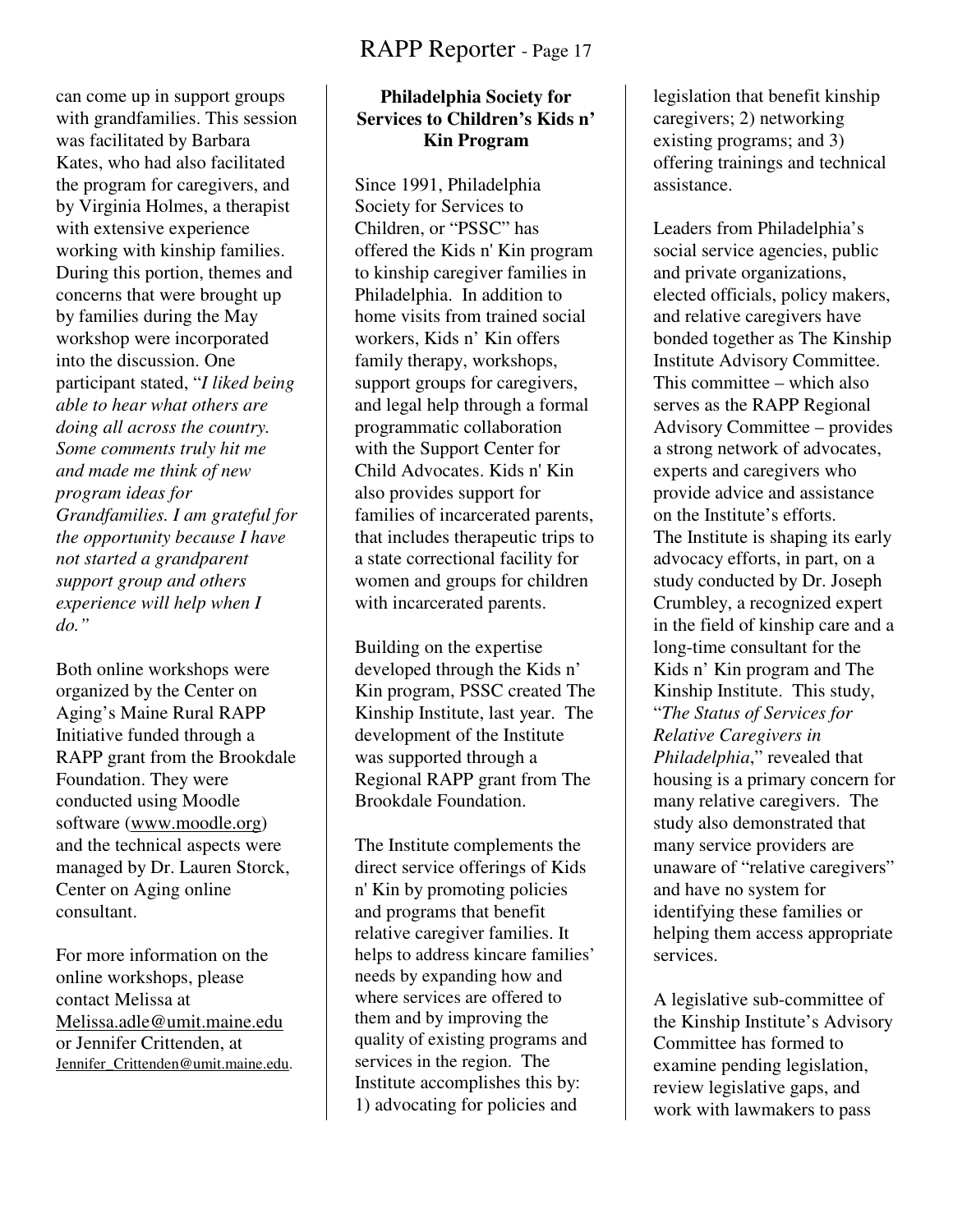can come up in support groups with grandfamilies. This session was facilitated by Barbara Kates, who had also facilitated the program for caregivers, and by Virginia Holmes, a therapist with extensive experience working with kinship families. During this portion, themes and concerns that were brought up by families during the May workshop were incorporated into the discussion. One participant stated, "*I liked being able to hear what others are doing all across the country. Some comments truly hit me and made me think of new program ideas for Grandfamilies. I am grateful for the opportunity because I have not started a grandparent support group and others experience will help when I do.*"

Both online workshops were organized by the Center on Aging's Maine Rural RAPP Initiative funded through a RAPP grant from the Brookdale Foundation. They were conducted using Moodle software (www.moodle.org) and the technical aspects were managed by Dr. Lauren Storck, Center on Aging online consultant.

For more information on the online workshops, please contact Melissa at Melissa.adle@umit.maine.edu or Jennifer Crittenden, at Jennifer_Crittenden@umit.maine.edu.

### Philadelphia Society for Services to Children's Kids n' Kin Program

Since 1991, Philadelphia Society for Services to Children, or "PSSC" has offered the Kids n' Kin program to kinship caregiver families in Philadelphia. In addition to home visits from trained social workers, Kids n' Kin offers family therapy, workshops, support groups for caregivers, and legal help through a formal programmatic collaboration with the Support Center for Child Advocates. Kids n' Kin also provides support for families of incarcerated parents, that includes therapeutic trips to a state correctional facility for women and groups for children with incarcerated parents.

Building on the expertise developed through the Kids n' Kin program, PSSC created The Kinship Institute, last year. The development of the Institute was supported through a Regional RAPP grant from The Brookdale Foundation.

The Institute complements the direct service offerings of Kids n' Kin by promoting policies and programs that benefit relative caregiver families. It helps to address kincare families' needs by expanding how and where services are offered to them and by improving the quality of existing programs and services in the region. The Institute accomplishes this by: 1) advocating for policies and legislation that benefit kinship caregivers; 2) networking existing programs; and 3) offering trainings and technical assistance.

Leaders from Philadelphia's social service agencies, public and private organizations, elected officials, policy makers, and relative caregivers have bonded together as The Kinship Institute Advisory Committee. This committee – which also serves as the RAPP Regional Advisory Committee – provides a strong network of advocates, experts and caregivers who provide advice and assistance on the Institute's efforts.
The Institute is shaping its early advocacy efforts, in part, on a study conducted by Dr. Joseph Crumbley, a recognized expert in the field of kinship care and a long-time consultant for the Kids n' Kin program and The Kinship Institute. This study, "*The Status of Services for Relative Caregivers in Philadelphia*," revealed that housing is a primary concern for many relative caregivers. The study also demonstrated that many service providers are unaware of "relative caregivers" and have no system for identifying these families or helping them access appropriate services.

A legislative sub-committee of the Kinship Institute's Advisory Committee has formed to examine pending legislation, review legislative gaps, and work with lawmakers to pass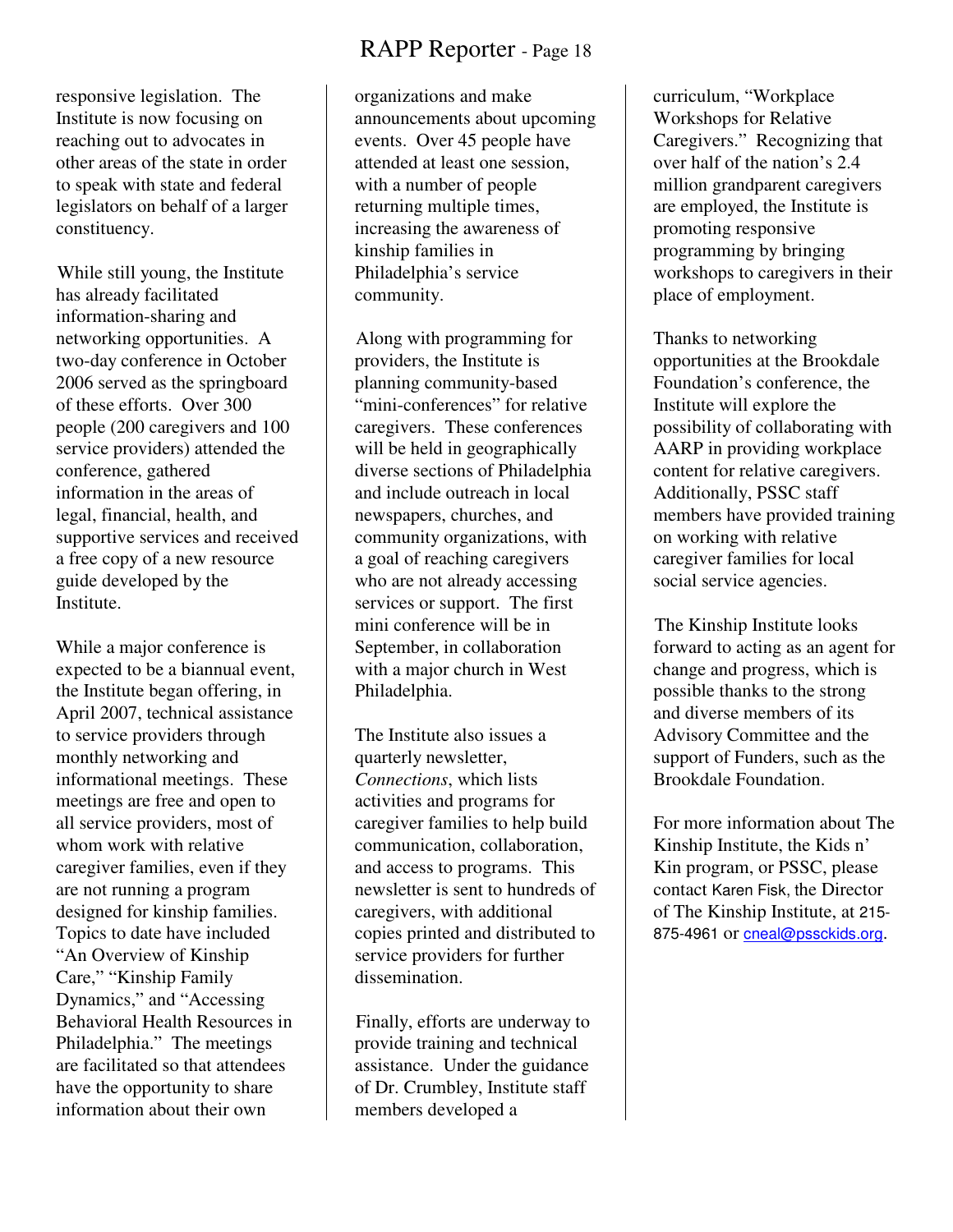responsive legislation. The Institute is now focusing on reaching out to advocates in other areas of the state in order to speak with state and federal legislators on behalf of a larger constituency.

While still young, the Institute has already facilitated information-sharing and networking opportunities. A two-day conference in October 2006 served as the springboard of these efforts. Over 300 people (200 caregivers and 100 service providers) attended the conference, gathered information in the areas of legal, financial, health, and supportive services and received a free copy of a new resource guide developed by the Institute.

While a major conference is expected to be a biannual event, the Institute began offering, in April 2007, technical assistance to service providers through monthly networking and informational meetings. These meetings are free and open to all service providers, most of whom work with relative caregiver families, even if they are not running a program designed for kinship families. Topics to date have included "An Overview of Kinship Care," "Kinship Family Dynamics," and "Accessing Behavioral Health Resources in Philadelphia." The meetings are facilitated so that attendees have the opportunity to share information about their own organizations and make announcements about upcoming events. Over 45 people have attended at least one session, with a number of people returning multiple times, increasing the awareness of kinship families in Philadelphia's service community.

Along with programming for providers, the Institute is planning community-based "mini-conferences" for relative caregivers. These conferences will be held in geographically diverse sections of Philadelphia and include outreach in local newspapers, churches, and community organizations, with a goal of reaching caregivers who are not already accessing services or support. The first mini conference will be in September, in collaboration with a major church in West Philadelphia.

The Institute also issues a quarterly newsletter, *Connections*, which lists activities and programs for caregiver families to help build communication, collaboration, and access to programs. This newsletter is sent to hundreds of caregivers, with additional copies printed and distributed to service providers for further dissemination.

Finally, efforts are underway to provide training and technical assistance. Under the guidance of Dr. Crumbley, Institute staff members developed a curriculum, "Workplace Workshops for Relative Caregivers." Recognizing that over half of the nation's 2.4 million grandparent caregivers are employed, the Institute is promoting responsive programming by bringing workshops to caregivers in their place of employment.

Thanks to networking opportunities at the Brookdale Foundation's conference, the Institute will explore the possibility of collaborating with AARP in providing workplace content for relative caregivers. Additionally, PSSC staff members have provided training on working with relative caregiver families for local social service agencies.

The Kinship Institute looks forward to acting as an agent for change and progress, which is possible thanks to the strong and diverse members of its Advisory Committee and the support of Funders, such as the Brookdale Foundation.

For more information about The Kinship Institute, the Kids n' Kin program, or PSSC, please contact Karen Fisk, the Director of The Kinship Institute, at 215-875-4961 or cneal@pssckids.org.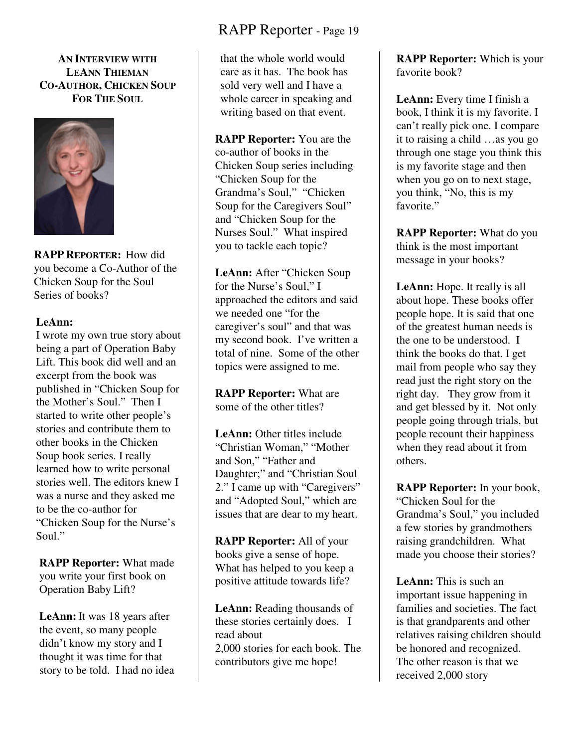### An Interview with LeAnn Thieman Co-Author, Chicken Soup For The Soul

**RAPP Reporter:** How did you become a Co-Author of the Chicken Soup for the Soul Series of books?

**LeAnn:**
I wrote my own true story about being a part of Operation Baby Lift. This book did well and an excerpt from the book was published in "Chicken Soup for the Mother's Soul." Then I started to write other people's stories and contribute them to other books in the Chicken Soup book series. I really learned how to write personal stories well. The editors knew I was a nurse and they asked me to be the co-author for "Chicken Soup for the Nurse's Soul."

**RAPP Reporter:** What made you write your first book on Operation Baby Lift?

**LeAnn:** It was 18 years after the event, so many people didn't know my story and I thought it was time for that story to be told. I had no idea that the whole world would care as it has. The book has sold very well and I have a whole career in speaking and writing based on that event.

**RAPP Reporter:** You are the co-author of books in the Chicken Soup series including "Chicken Soup for the Grandma's Soul," "Chicken Soup for the Caregivers Soul" and "Chicken Soup for the Nurses Soul." What inspired you to tackle each topic?

**LeAnn:** After "Chicken Soup for the Nurse's Soul," I approached the editors and said we needed one "for the caregiver's soul" and that was my second book. I've written a total of nine. Some of the other topics were assigned to me.

**RAPP Reporter:** What are some of the other titles?

**LeAnn:** Other titles include "Christian Woman," "Mother and Son," "Father and Daughter;" and "Christian Soul 2." I came up with "Caregivers" and "Adopted Soul," which are issues that are dear to my heart.

**RAPP Reporter:** All of your books give a sense of hope. What has helped to you keep a positive attitude towards life?

**LeAnn:** Reading thousands of these stories certainly does. I read about 2,000 stories for each book. The contributors give me hope!

**RAPP Reporter:** Which is your favorite book?

**LeAnn:** Every time I finish a book, I think it is my favorite. I can't really pick one. I compare it to raising a child …as you go through one stage you think this is my favorite stage and then when you go on to next stage, you think, "No, this is my favorite."

**RAPP Reporter:** What do you think is the most important message in your books?

**LeAnn:** Hope. It really is all about hope. These books offer people hope. It is said that one of the greatest human needs is the one to be understood. I think the books do that. I get mail from people who say they read just the right story on the right day. They grow from it and get blessed by it. Not only people going through trials, but people recount their happiness when they read about it from others.

**RAPP Reporter:** In your book, "Chicken Soul for the Grandma's Soul," you included a few stories by grandmothers raising grandchildren. What made you choose their stories?

**LeAnn:** This is such an important issue happening in families and societies. The fact is that grandparents and other relatives raising children should be honored and recognized. The other reason is that we received 2,000 story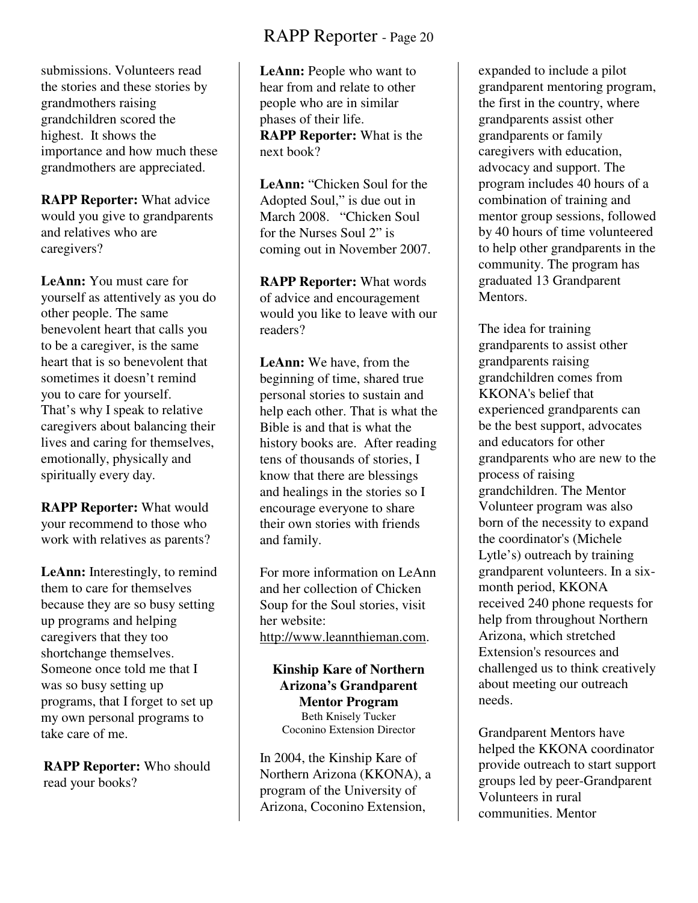submissions. Volunteers read the stories and these stories by grandmothers raising grandchildren scored the highest. It shows the importance and how much these grandmothers are appreciated.

**RAPP Reporter:** What advice would you give to grandparents and relatives who are caregivers?

**LeAnn:** You must care for yourself as attentively as you do other people. The same benevolent heart that calls you to be a caregiver, is the same heart that is so benevolent that sometimes it doesn't remind you to care for yourself. That's why I speak to relative caregivers about balancing their lives and caring for themselves, emotionally, physically and spiritually every day.

**RAPP Reporter:** What would your recommend to those who work with relatives as parents?

**LeAnn:** Interestingly, to remind them to care for themselves because they are so busy setting up programs and helping caregivers that they too shortchange themselves. Someone once told me that I was so busy setting up programs, that I forget to set up my own personal programs to take care of me.

**RAPP Reporter:** Who should read your books?

**LeAnn:** People who want to hear from and relate to other people who are in similar phases of their life.

**RAPP Reporter:** What is the next book?

**LeAnn:** "Chicken Soul for the Adopted Soul," is due out in March 2008. "Chicken Soul for the Nurses Soul 2" is coming out in November 2007.

**RAPP Reporter:** What words of advice and encouragement would you like to leave with our readers?

**LeAnn:** We have, from the beginning of time, shared true personal stories to sustain and help each other. That is what the Bible is and that is what the history books are. After reading tens of thousands of stories, I know that there are blessings and healings in the stories so I encourage everyone to share their own stories with friends and family.

For more information on LeAnn and her collection of Chicken Soup for the Soul stories, visit her website: http://www.leannthieman.com.

## Kinship Kare of Northern Arizona's Grandparent Mentor Program

Beth Knisely Tucker
Coconino Extension Director

In 2004, the Kinship Kare of Northern Arizona (KKONA), a program of the University of Arizona, Coconino Extension, expanded to include a pilot grandparent mentoring program, the first in the country, where grandparents assist other grandparents or family caregivers with education, advocacy and support. The program includes 40 hours of a combination of training and mentor group sessions, followed by 40 hours of time volunteered to help other grandparents in the community. The program has graduated 13 Grandparent Mentors.

The idea for training grandparents to assist other grandparents raising grandchildren comes from KKONA's belief that experienced grandparents can be the best support, advocates and educators for other grandparents who are new to the process of raising grandchildren. The Mentor Volunteer program was also born of the necessity to expand the coordinator's (Michele Lytle's) outreach by training grandparent volunteers. In a six-month period, KKONA received 240 phone requests for help from throughout Northern Arizona, which stretched Extension's resources and challenged us to think creatively about meeting our outreach needs.

Grandparent Mentors have helped the KKONA coordinator provide outreach to start support groups led by peer-Grandparent Volunteers in rural communities. Mentor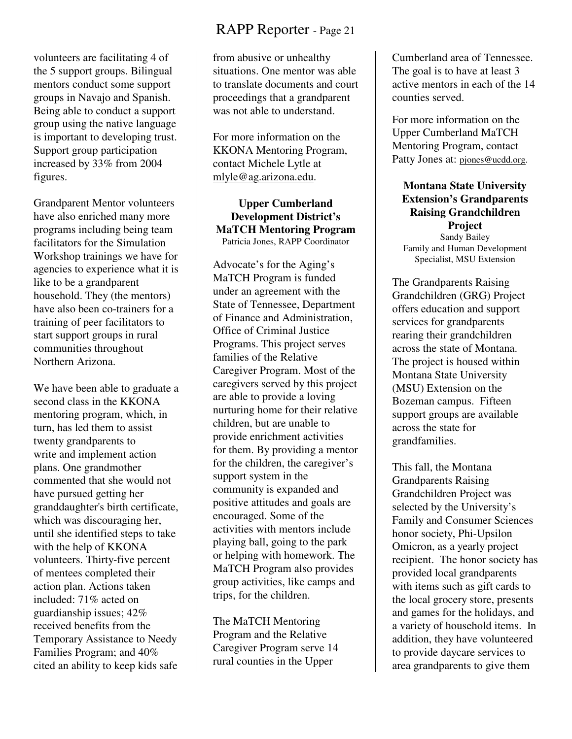volunteers are facilitating 4 of the 5 support groups. Bilingual mentors conduct some support groups in Navajo and Spanish. Being able to conduct a support group using the native language is important to developing trust. Support group participation increased by 33% from 2004 figures.

Grandparent Mentor volunteers have also enriched many more programs including being team facilitators for the Simulation Workshop trainings we have for agencies to experience what it is like to be a grandparent household. They (the mentors) have also been co-trainers for a training of peer facilitators to start support groups in rural communities throughout Northern Arizona.

We have been able to graduate a second class in the KKONA mentoring program, which, in turn, has led them to assist twenty grandparents to write and implement action plans. One grandmother commented that she would not have pursued getting her granddaughter's birth certificate, which was discouraging her, until she identified steps to take with the help of KKONA volunteers. Thirty-five percent of mentees completed their action plan. Actions taken included: 71% acted on guardianship issues; 42% received benefits from the Temporary Assistance to Needy Families Program; and 40% cited an ability to keep kids safe from abusive or unhealthy situations. One mentor was able to translate documents and court proceedings that a grandparent was not able to understand.

For more information on the KKONA Mentoring Program, contact Michele Lytle at mlyle@ag.arizona.edu.

### Upper Cumberland Development District's MaTCH Mentoring Program

Patricia Jones, RAPP Coordinator

Advocate's for the Aging's MaTCH Program is funded under an agreement with the State of Tennessee, Department of Finance and Administration, Office of Criminal Justice Programs. This project serves families of the Relative Caregiver Program. Most of the caregivers served by this project are able to provide a loving nurturing home for their relative children, but are unable to provide enrichment activities for them. By providing a mentor for the children, the caregiver's support system in the community is expanded and positive attitudes and goals are encouraged. Some of the activities with mentors include playing ball, going to the park or helping with homework. The MaTCH Program also provides group activities, like camps and trips, for the children.

The MaTCH Mentoring Program and the Relative Caregiver Program serve 14 rural counties in the Upper Cumberland area of Tennessee. The goal is to have at least 3 active mentors in each of the 14 counties served.

For more information on the Upper Cumberland MaTCH Mentoring Program, contact Patty Jones at: pjones@ucdd.org.

### Montana State University Extension's Grandparents Raising Grandchildren Project

Sandy Bailey
Family and Human Development Specialist, MSU Extension

The Grandparents Raising Grandchildren (GRG) Project offers education and support services for grandparents rearing their grandchildren across the state of Montana. The project is housed within Montana State University (MSU) Extension on the Bozeman campus. Fifteen support groups are available across the state for grandfamilies.

This fall, the Montana Grandparents Raising Grandchildren Project was selected by the University's Family and Consumer Sciences honor society, Phi-Upsilon Omicron, as a yearly project recipient. The honor society has provided local grandparents with items such as gift cards to the local grocery store, presents and games for the holidays, and a variety of household items. In addition, they have volunteered to provide daycare services to area grandparents to give them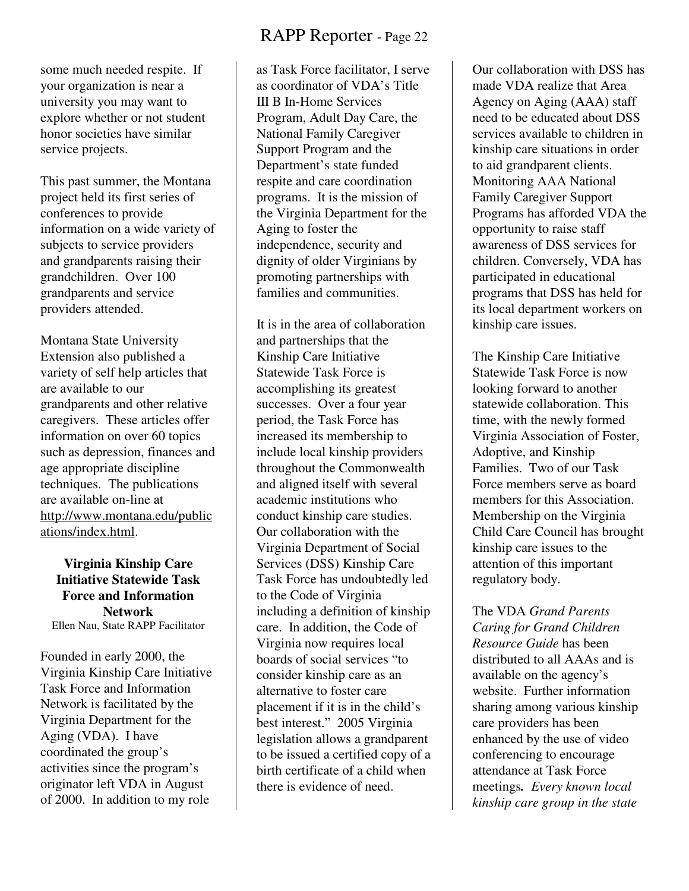some much needed respite. If your organization is near a university you may want to explore whether or not student honor societies have similar service projects.

This past summer, the Montana project held its first series of conferences to provide information on a wide variety of subjects to service providers and grandparents raising their grandchildren. Over 100 grandparents and service providers attended.

Montana State University Extension also published a variety of self help articles that are available to our grandparents and other relative caregivers. These articles offer information on over 60 topics such as depression, finances and age appropriate discipline techniques. The publications are available on-line at http://www.montana.edu/publications/index.html.

### Virginia Kinship Care Initiative Statewide Task Force and Information Network

Ellen Nau, State RAPP Facilitator

Founded in early 2000, the Virginia Kinship Care Initiative Task Force and Information Network is facilitated by the Virginia Department for the Aging (VDA). I have coordinated the group's activities since the program's originator left VDA in August of 2000. In addition to my role as Task Force facilitator, I serve as coordinator of VDA's Title III B In-Home Services Program, Adult Day Care, the National Family Caregiver Support Program and the Department's state funded respite and care coordination programs. It is the mission of the Virginia Department for the Aging to foster the independence, security and dignity of older Virginians by promoting partnerships with families and communities.

It is in the area of collaboration and partnerships that the Kinship Care Initiative Statewide Task Force is accomplishing its greatest successes. Over a four year period, the Task Force has increased its membership to include local kinship providers throughout the Commonwealth and aligned itself with several academic institutions who conduct kinship care studies. Our collaboration with the Virginia Department of Social Services (DSS) Kinship Care Task Force has undoubtedly led to the Code of Virginia including a definition of kinship care. In addition, the Code of Virginia now requires local boards of social services "to consider kinship care as an alternative to foster care placement if it is in the child's best interest." 2005 Virginia legislation allows a grandparent to be issued a certified copy of a birth certificate of a child when there is evidence of need.

Our collaboration with DSS has made VDA realize that Area Agency on Aging (AAA) staff need to be educated about DSS services available to children in kinship care situations in order to aid grandparent clients. Monitoring AAA National Family Caregiver Support Programs has afforded VDA the opportunity to raise staff awareness of DSS services for children. Conversely, VDA has participated in educational programs that DSS has held for its local department workers on kinship care issues.

The Kinship Care Initiative Statewide Task Force is now looking forward to another statewide collaboration. This time, with the newly formed Virginia Association of Foster, Adoptive, and Kinship Families. Two of our Task Force members serve as board members for this Association. Membership on the Virginia Child Care Council has brought kinship care issues to the attention of this important regulatory body.

The VDA *Grand Parents Caring for Grand Children Resource Guide* has been distributed to all AAAs and is available on the agency's website. Further information sharing among various kinship care providers has been enhanced by the use of video conferencing to encourage attendance at Task Force meetings**.** *Every known local kinship care group in the state*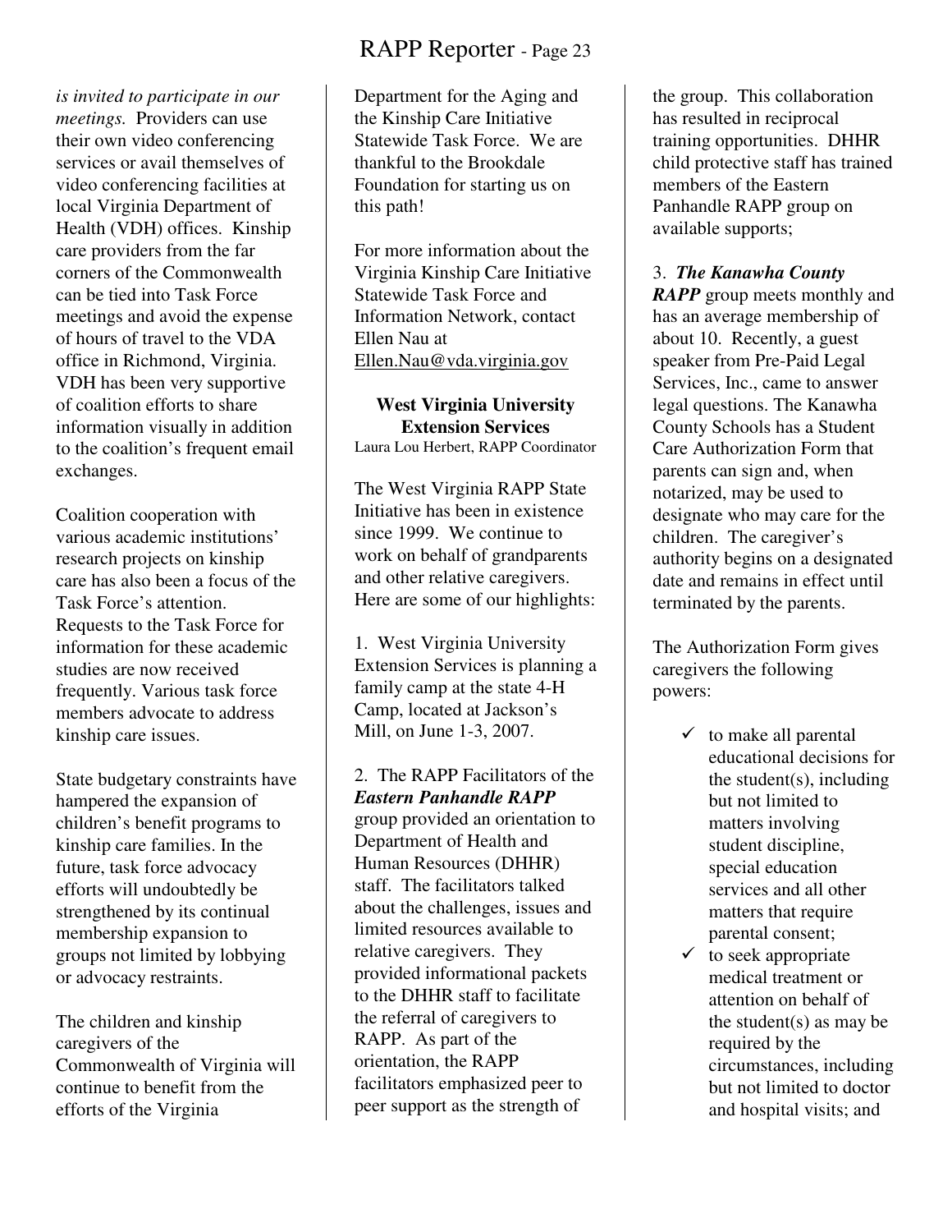*is invited to participate in our meetings.* Providers can use their own video conferencing services or avail themselves of video conferencing facilities at local Virginia Department of Health (VDH) offices. Kinship care providers from the far corners of the Commonwealth can be tied into Task Force meetings and avoid the expense of hours of travel to the VDA office in Richmond, Virginia. VDH has been very supportive of coalition efforts to share information visually in addition to the coalition's frequent email exchanges.

Coalition cooperation with various academic institutions' research projects on kinship care has also been a focus of the Task Force's attention. Requests to the Task Force for information for these academic studies are now received frequently. Various task force members advocate to address kinship care issues.

State budgetary constraints have hampered the expansion of children's benefit programs to kinship care families. In the future, task force advocacy efforts will undoubtedly be strengthened by its continual membership expansion to groups not limited by lobbying or advocacy restraints.

The children and kinship caregivers of the Commonwealth of Virginia will continue to benefit from the efforts of the Virginia Department for the Aging and the Kinship Care Initiative Statewide Task Force. We are thankful to the Brookdale Foundation for starting us on this path!

For more information about the Virginia Kinship Care Initiative Statewide Task Force and Information Network, contact Ellen Nau at Ellen.Nau@vda.virginia.gov

**West Virginia University Extension Services**

Laura Lou Herbert, RAPP Coordinator

The West Virginia RAPP State Initiative has been in existence since 1999. We continue to work on behalf of grandparents and other relative caregivers. Here are some of our highlights:

1. West Virginia University Extension Services is planning a family camp at the state 4-H Camp, located at Jackson's Mill, on June 1-3, 2007.

2. The RAPP Facilitators of the ***Eastern Panhandle RAPP*** group provided an orientation to Department of Health and Human Resources (DHHR) staff. The facilitators talked about the challenges, issues and limited resources available to relative caregivers. They provided informational packets to the DHHR staff to facilitate the referral of caregivers to RAPP. As part of the orientation, the RAPP facilitators emphasized peer to peer support as the strength of the group. This collaboration has resulted in reciprocal training opportunities. DHHR child protective staff has trained members of the Eastern Panhandle RAPP group on available supports;

3. ***The Kanawha County RAPP*** group meets monthly and has an average membership of about 10. Recently, a guest speaker from Pre-Paid Legal Services, Inc., came to answer legal questions. The Kanawha County Schools has a Student Care Authorization Form that parents can sign and, when notarized, may be used to designate who may care for the children. The caregiver's authority begins on a designated date and remains in effect until terminated by the parents.

The Authorization Form gives caregivers the following powers:

- ✓ to make all parental educational decisions for the student(s), including but not limited to matters involving student discipline, special education services and all other matters that require parental consent;
- ✓ to seek appropriate medical treatment or attention on behalf of the student(s) as may be required by the circumstances, including but not limited to doctor and hospital visits; and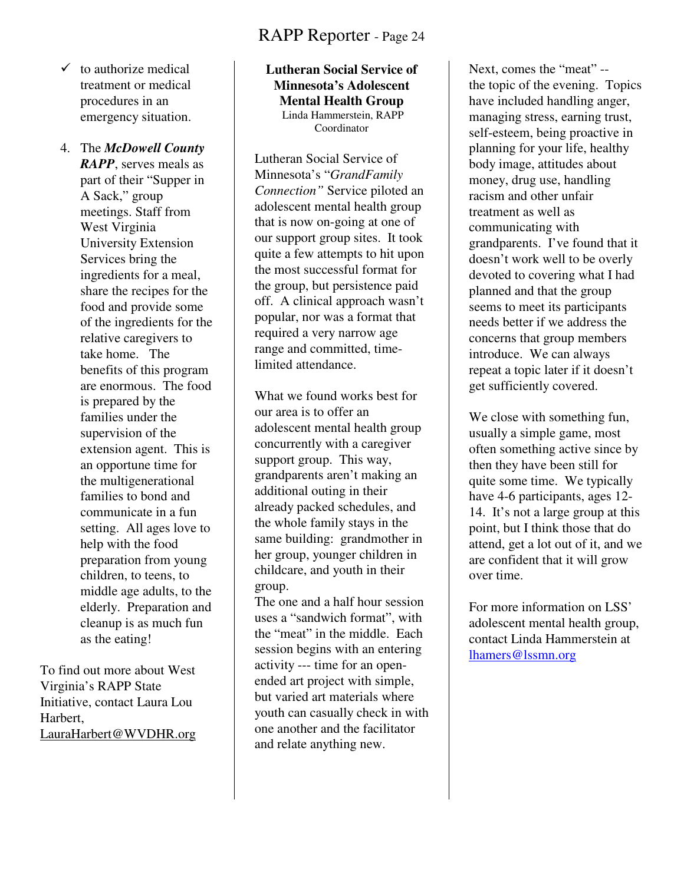- ✓ to authorize medical treatment or medical procedures in an emergency situation.

4. The ***McDowell County RAPP***, serves meals as part of their "Supper in A Sack," group meetings. Staff from West Virginia University Extension Services bring the ingredients for a meal, share the recipes for the food and provide some of the ingredients for the relative caregivers to take home. The benefits of this program are enormous. The food is prepared by the families under the supervision of the extension agent. This is an opportune time for the multigenerational families to bond and communicate in a fun setting. All ages love to help with the food preparation from young children, to teens, to middle age adults, to the elderly. Preparation and cleanup is as much fun as the eating!

To find out more about West Virginia's RAPP State Initiative, contact Laura Lou Harbert, LauraHarbert@WVDHR.org

## Lutheran Social Service of Minnesota's Adolescent Mental Health Group

Linda Hammerstein, RAPP Coordinator

Lutheran Social Service of Minnesota's "*GrandFamily Connection"* Service piloted an adolescent mental health group that is now on-going at one of our support group sites. It took quite a few attempts to hit upon the most successful format for the group, but persistence paid off. A clinical approach wasn't popular, nor was a format that required a very narrow age range and committed, time-limited attendance.

What we found works best for our area is to offer an adolescent mental health group concurrently with a caregiver support group. This way, grandparents aren't making an additional outing in their already packed schedules, and the whole family stays in the same building: grandmother in her group, younger children in childcare, and youth in their group.

The one and a half hour session uses a "sandwich format", with the "meat" in the middle. Each session begins with an entering activity --- time for an open-ended art project with simple, but varied art materials where youth can casually check in with one another and the facilitator and relate anything new.

Next, comes the "meat" -- the topic of the evening. Topics have included handling anger, managing stress, earning trust, self-esteem, being proactive in planning for your life, healthy body image, attitudes about money, drug use, handling racism and other unfair treatment as well as communicating with grandparents. I've found that it doesn't work well to be overly devoted to covering what I had planned and that the group seems to meet its participants needs better if we address the concerns that group members introduce. We can always repeat a topic later if it doesn't get sufficiently covered.

We close with something fun, usually a simple game, most often something active since by then they have been still for quite some time. We typically have 4-6 participants, ages 12-14. It's not a large group at this point, but I think those that do attend, get a lot out of it, and we are confident that it will grow over time.

For more information on LSS' adolescent mental health group, contact Linda Hammerstein at lhamers@lssmn.org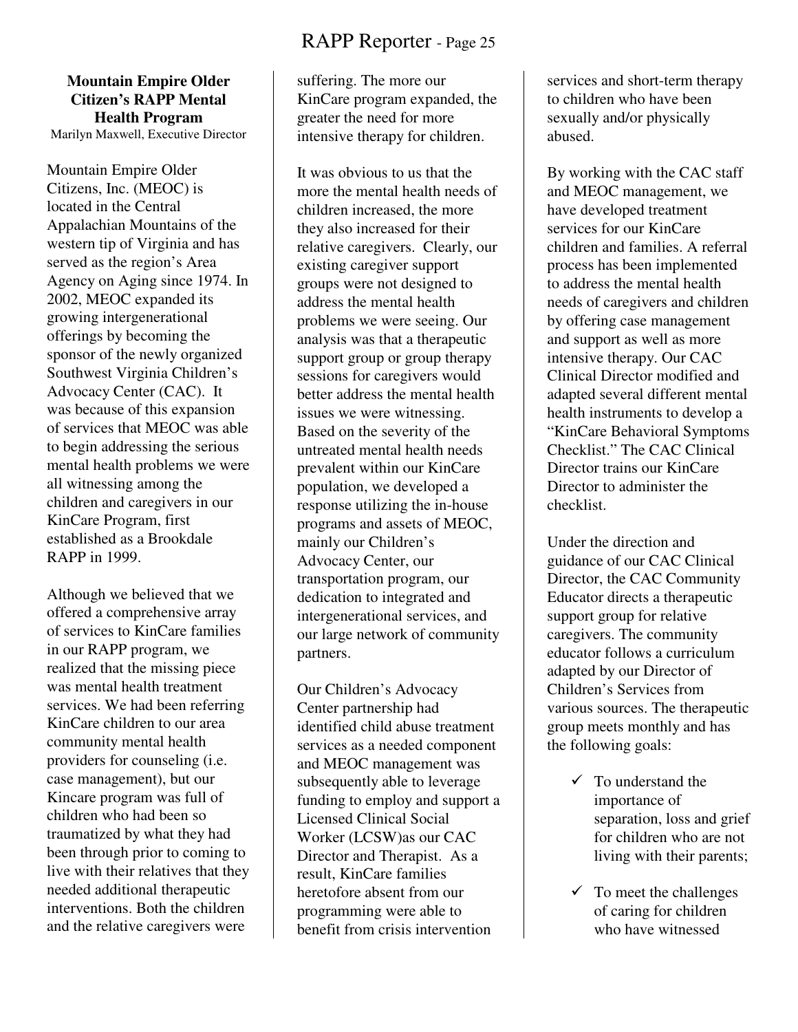## Mountain Empire Older Citizen's RAPP Mental Health Program

Marilyn Maxwell, Executive Director

Mountain Empire Older Citizens, Inc. (MEOC) is located in the Central Appalachian Mountains of the western tip of Virginia and has served as the region's Area Agency on Aging since 1974. In 2002, MEOC expanded its growing intergenerational offerings by becoming the sponsor of the newly organized Southwest Virginia Children's Advocacy Center (CAC). It was because of this expansion of services that MEOC was able to begin addressing the serious mental health problems we were all witnessing among the children and caregivers in our KinCare Program, first established as a Brookdale RAPP in 1999.

Although we believed that we offered a comprehensive array of services to KinCare families in our RAPP program, we realized that the missing piece was mental health treatment services. We had been referring KinCare children to our area community mental health providers for counseling (i.e. case management), but our Kincare program was full of children who had been so traumatized by what they had been through prior to coming to live with their relatives that they needed additional therapeutic interventions. Both the children and the relative caregivers were suffering. The more our KinCare program expanded, the greater the need for more intensive therapy for children.

It was obvious to us that the more the mental health needs of children increased, the more they also increased for their relative caregivers. Clearly, our existing caregiver support groups were not designed to address the mental health problems we were seeing. Our analysis was that a therapeutic support group or group therapy sessions for caregivers would better address the mental health issues we were witnessing. Based on the severity of the untreated mental health needs prevalent within our KinCare population, we developed a response utilizing the in-house programs and assets of MEOC, mainly our Children's Advocacy Center, our transportation program, our dedication to integrated and intergenerational services, and our large network of community partners.

Our Children's Advocacy Center partnership had identified child abuse treatment services as a needed component and MEOC management was subsequently able to leverage funding to employ and support a Licensed Clinical Social Worker (LCSW)as our CAC Director and Therapist. As a result, KinCare families heretofore absent from our programming were able to benefit from crisis intervention services and short-term therapy to children who have been sexually and/or physically abused.

By working with the CAC staff and MEOC management, we have developed treatment services for our KinCare children and families. A referral process has been implemented to address the mental health needs of caregivers and children by offering case management and support as well as more intensive therapy. Our CAC Clinical Director modified and adapted several different mental health instruments to develop a "KinCare Behavioral Symptoms Checklist." The CAC Clinical Director trains our KinCare Director to administer the checklist.

Under the direction and guidance of our CAC Clinical Director, the CAC Community Educator directs a therapeutic support group for relative caregivers. The community educator follows a curriculum adapted by our Director of Children's Services from various sources. The therapeutic group meets monthly and has the following goals:

- ✓ To understand the importance of separation, loss and grief for children who are not living with their parents;
- ✓ To meet the challenges of caring for children who have witnessed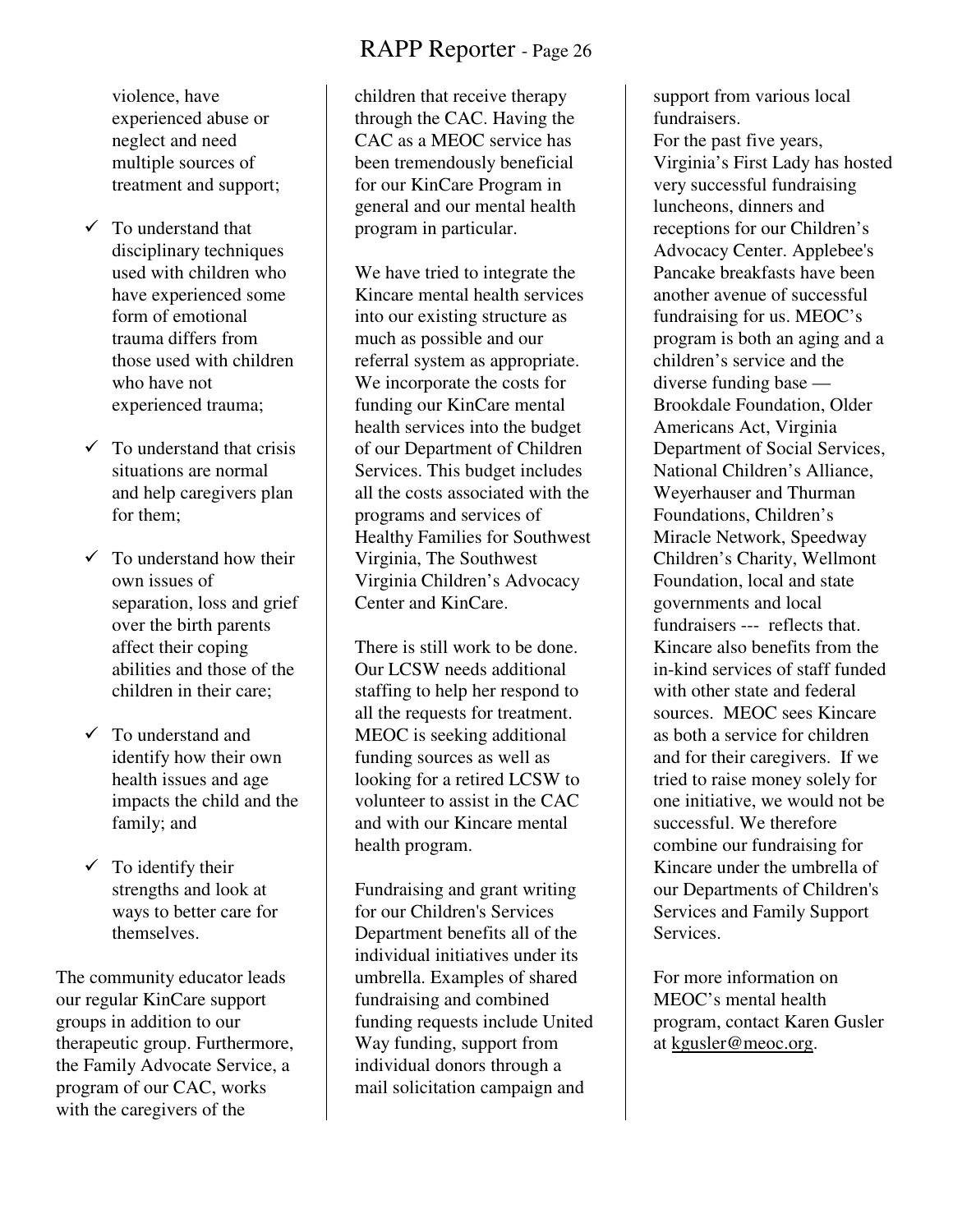violence, have experienced abuse or neglect and need multiple sources of treatment and support;

- ✓ To understand that disciplinary techniques used with children who have experienced some form of emotional trauma differs from those used with children who have not experienced trauma;
- ✓ To understand that crisis situations are normal and help caregivers plan for them;
- ✓ To understand how their own issues of separation, loss and grief over the birth parents affect their coping abilities and those of the children in their care;
- ✓ To understand and identify how their own health issues and age impacts the child and the family; and
- ✓ To identify their strengths and look at ways to better care for themselves.

The community educator leads our regular KinCare support groups in addition to our therapeutic group. Furthermore, the Family Advocate Service, a program of our CAC, works with the caregivers of the children that receive therapy through the CAC. Having the CAC as a MEOC service has been tremendously beneficial for our KinCare Program in general and our mental health program in particular.

We have tried to integrate the Kincare mental health services into our existing structure as much as possible and our referral system as appropriate. We incorporate the costs for funding our KinCare mental health services into the budget of our Department of Children Services. This budget includes all the costs associated with the programs and services of Healthy Families for Southwest Virginia, The Southwest Virginia Children's Advocacy Center and KinCare.

There is still work to be done. Our LCSW needs additional staffing to help her respond to all the requests for treatment. MEOC is seeking additional funding sources as well as looking for a retired LCSW to volunteer to assist in the CAC and with our Kincare mental health program.

Fundraising and grant writing for our Children's Services Department benefits all of the individual initiatives under its umbrella. Examples of shared fundraising and combined funding requests include United Way funding, support from individual donors through a mail solicitation campaign and support from various local fundraisers.

For the past five years, Virginia's First Lady has hosted very successful fundraising luncheons, dinners and receptions for our Children's Advocacy Center. Applebee's Pancake breakfasts have been another avenue of successful fundraising for us. MEOC's program is both an aging and a children's service and the diverse funding base — Brookdale Foundation, Older Americans Act, Virginia Department of Social Services, National Children's Alliance, Weyerhauser and Thurman Foundations, Children's Miracle Network, Speedway Children's Charity, Wellmont Foundation, local and state governments and local fundraisers --- reflects that. Kincare also benefits from the in-kind services of staff funded with other state and federal sources. MEOC sees Kincare as both a service for children and for their caregivers. If we tried to raise money solely for one initiative, we would not be successful. We therefore combine our fundraising for Kincare under the umbrella of our Departments of Children's Services and Family Support Services.

For more information on MEOC's mental health program, contact Karen Gusler at kgusler@meoc.org.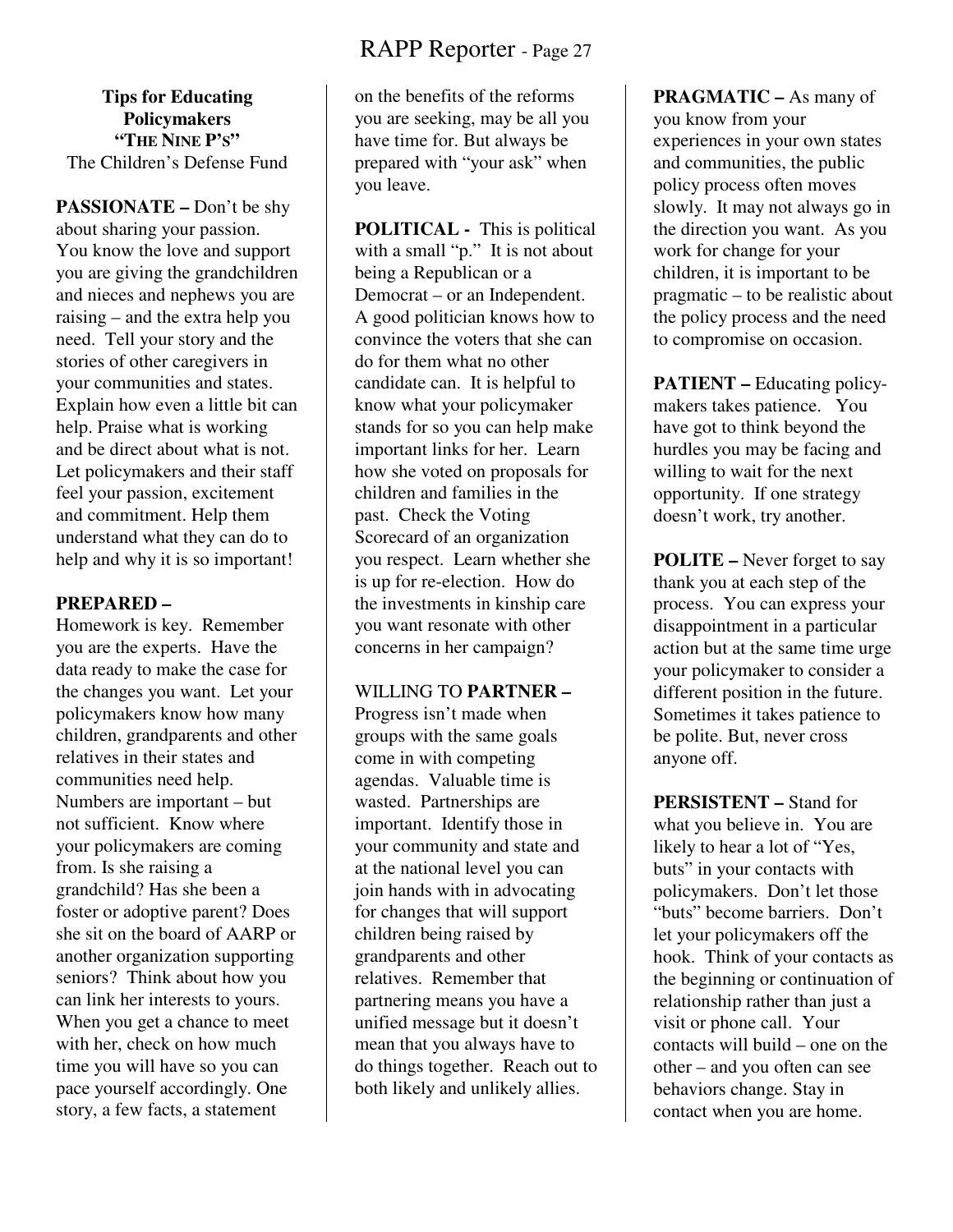**Tips for Educating Policymakers**
**"THE NINE P'S"**
The Children's Defense Fund

**PASSIONATE –** Don't be shy about sharing your passion. You know the love and support you are giving the grandchildren and nieces and nephews you are raising – and the extra help you need. Tell your story and the stories of other caregivers in your communities and states. Explain how even a little bit can help. Praise what is working and be direct about what is not. Let policymakers and their staff feel your passion, excitement and commitment. Help them understand what they can do to help and why it is so important!

**PREPARED –**
Homework is key. Remember you are the experts. Have the data ready to make the case for the changes you want. Let your policymakers know how many children, grandparents and other relatives in their states and communities need help. Numbers are important – but not sufficient. Know where your policymakers are coming from. Is she raising a grandchild? Has she been a foster or adoptive parent? Does she sit on the board of AARP or another organization supporting seniors? Think about how you can link her interests to yours. When you get a chance to meet with her, check on how much time you will have so you can pace yourself accordingly. One story, a few facts, a statement on the benefits of the reforms you are seeking, may be all you have time for. But always be prepared with "your ask" when you leave.

**POLITICAL -** This is political with a small "p." It is not about being a Republican or a Democrat – or an Independent. A good politician knows how to convince the voters that she can do for them what no other candidate can. It is helpful to know what your policymaker stands for so you can help make important links for her. Learn how she voted on proposals for children and families in the past. Check the Voting Scorecard of an organization you respect. Learn whether she is up for re-election. How do the investments in kinship care you want resonate with other concerns in her campaign?

WILLING TO **PARTNER –**
Progress isn't made when groups with the same goals come in with competing agendas. Valuable time is wasted. Partnerships are important. Identify those in your community and state and at the national level you can join hands with in advocating for changes that will support children being raised by grandparents and other relatives. Remember that partnering means you have a unified message but it doesn't mean that you always have to do things together. Reach out to both likely and unlikely allies.

**PRAGMATIC –** As many of you know from your experiences in your own states and communities, the public policy process often moves slowly. It may not always go in the direction you want. As you work for change for your children, it is important to be pragmatic – to be realistic about the policy process and the need to compromise on occasion.

**PATIENT –** Educating policy-makers takes patience. You have got to think beyond the hurdles you may be facing and willing to wait for the next opportunity. If one strategy doesn't work, try another.

**POLITE –** Never forget to say thank you at each step of the process. You can express your disappointment in a particular action but at the same time urge your policymaker to consider a different position in the future. Sometimes it takes patience to be polite. But, never cross anyone off.

**PERSISTENT –** Stand for what you believe in. You are likely to hear a lot of "Yes, buts" in your contacts with policymakers. Don't let those "buts" become barriers. Don't let your policymakers off the hook. Think of your contacts as the beginning or continuation of relationship rather than just a visit or phone call. Your contacts will build – one on the other – and you often can see behaviors change. Stay in contact when you are home.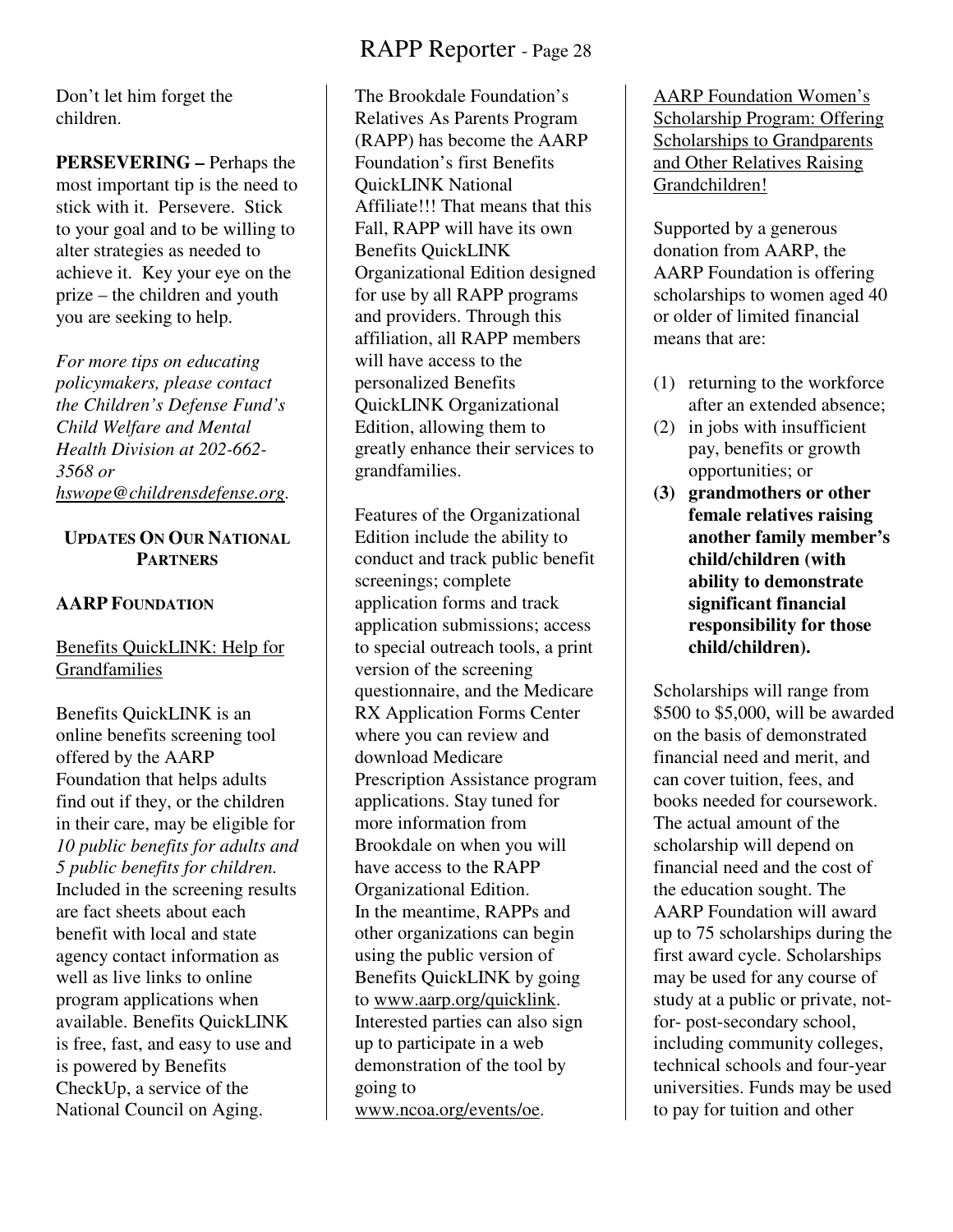Don't let him forget the children.

**PERSEVERING –** Perhaps the most important tip is the need to stick with it. Persevere. Stick to your goal and to be willing to alter strategies as needed to achieve it. Key your eye on the prize – the children and youth you are seeking to help.

*For more tips on educating policymakers, please contact the Children's Defense Fund's Child Welfare and Mental Health Division at 202-662-3568 or hswope@childrensdefense.org.*

## UPDATES ON OUR NATIONAL PARTNERS

### AARP FOUNDATION

Benefits QuickLINK: Help for Grandfamilies

Benefits QuickLINK is an online benefits screening tool offered by the AARP Foundation that helps adults find out if they, or the children in their care, may be eligible for *10 public benefits for adults and 5 public benefits for children.* Included in the screening results are fact sheets about each benefit with local and state agency contact information as well as live links to online program applications when available. Benefits QuickLINK is free, fast, and easy to use and is powered by Benefits CheckUp, a service of the National Council on Aging.

The Brookdale Foundation's Relatives As Parents Program (RAPP) has become the AARP Foundation's first Benefits QuickLINK National Affiliate!!! That means that this Fall, RAPP will have its own Benefits QuickLINK Organizational Edition designed for use by all RAPP programs and providers. Through this affiliation, all RAPP members will have access to the personalized Benefits QuickLINK Organizational Edition, allowing them to greatly enhance their services to grandfamilies.

Features of the Organizational Edition include the ability to conduct and track public benefit screenings; complete application forms and track application submissions; access to special outreach tools, a print version of the screening questionnaire, and the Medicare RX Application Forms Center where you can review and download Medicare Prescription Assistance program applications. Stay tuned for more information from Brookdale on when you will have access to the RAPP Organizational Edition.
In the meantime, RAPPs and other organizations can begin using the public version of Benefits QuickLINK by going to www.aarp.org/quicklink. Interested parties can also sign up to participate in a web demonstration of the tool by going to www.ncoa.org/events/oe.

AARP Foundation Women's Scholarship Program: Offering Scholarships to Grandparents and Other Relatives Raising Grandchildren!

Supported by a generous donation from AARP, the AARP Foundation is offering scholarships to women aged 40 or older of limited financial means that are:

(1) returning to the workforce after an extended absence;
(2) in jobs with insufficient pay, benefits or growth opportunities; or
**(3) grandmothers or other female relatives raising another family member's child/children (with ability to demonstrate significant financial responsibility for those child/children).**

Scholarships will range from \$500 to \$5,000, will be awarded on the basis of demonstrated financial need and merit, and can cover tuition, fees, and books needed for coursework. The actual amount of the scholarship will depend on financial need and the cost of the education sought. The AARP Foundation will award up to 75 scholarships during the first award cycle. Scholarships may be used for any course of study at a public or private, not-for- post-secondary school, including community colleges, technical schools and four-year universities. Funds may be used to pay for tuition and other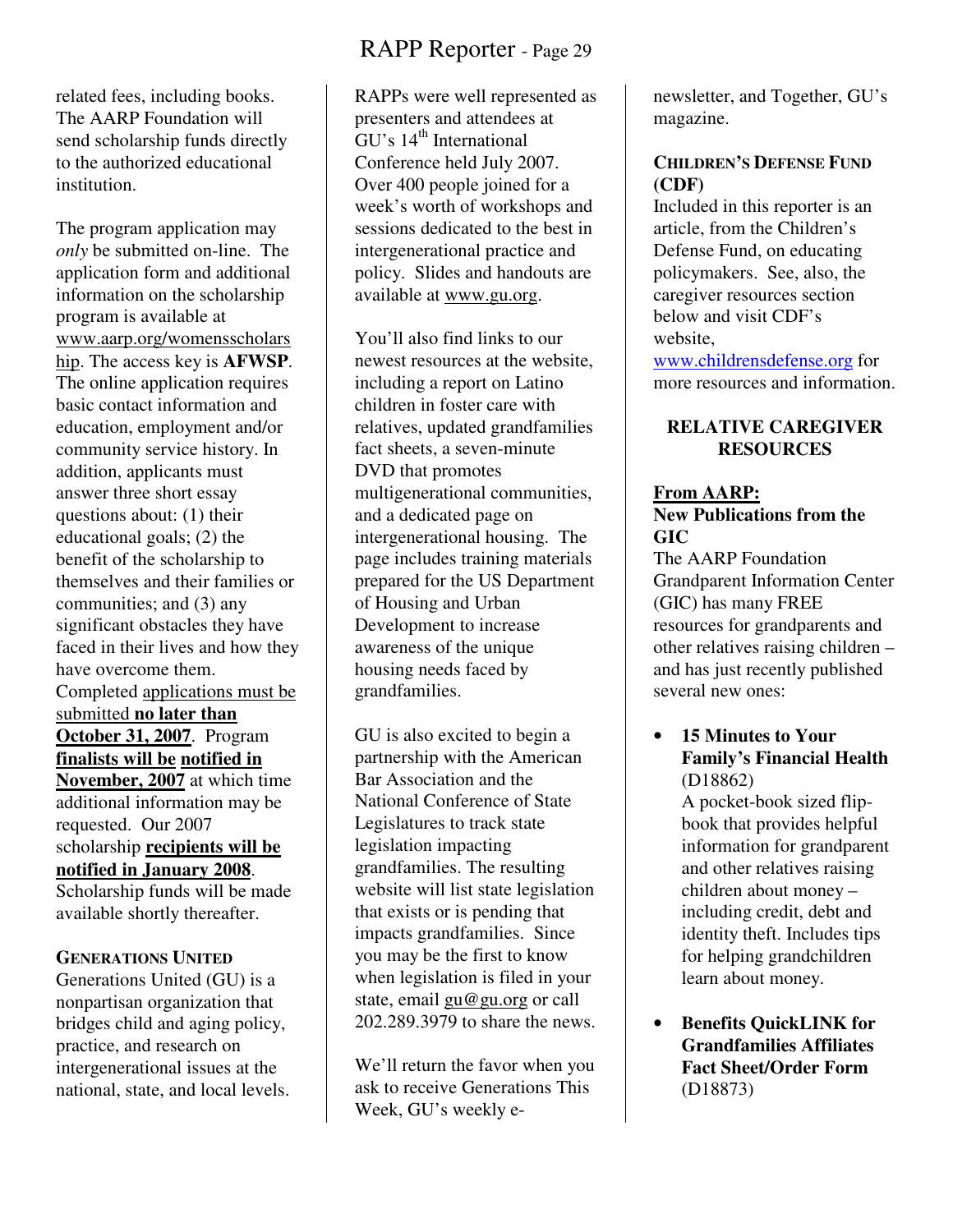related fees, including books. The AARP Foundation will send scholarship funds directly to the authorized educational institution.

The program application may *only* be submitted on-line. The application form and additional information on the scholarship program is available at www.aarp.org/womensscholarship. The access key is **AFWSP**. The online application requires basic contact information and education, employment and/or community service history. In addition, applicants must answer three short essay questions about: (1) their educational goals; (2) the benefit of the scholarship to themselves and their families or communities; and (3) any significant obstacles they have faced in their lives and how they have overcome them. Completed applications must be submitted **no later than October 31, 2007**. Program **finalists will be notified in November, 2007** at which time additional information may be requested. Our 2007 scholarship **recipients will be notified in January 2008**. Scholarship funds will be made available shortly thereafter.

**GENERATIONS UNITED**

Generations United (GU) is a nonpartisan organization that bridges child and aging policy, practice, and research on intergenerational issues at the national, state, and local levels. RAPPs were well represented as presenters and attendees at GU's 14th International Conference held July 2007. Over 400 people joined for a week's worth of workshops and sessions dedicated to the best in intergenerational practice and policy. Slides and handouts are available at www.gu.org.

You'll also find links to our newest resources at the website, including a report on Latino children in foster care with relatives, updated grandfamilies fact sheets, a seven-minute DVD that promotes multigenerational communities, and a dedicated page on intergenerational housing. The page includes training materials prepared for the US Department of Housing and Urban Development to increase awareness of the unique housing needs faced by grandfamilies.

GU is also excited to begin a partnership with the American Bar Association and the National Conference of State Legislatures to track state legislation impacting grandfamilies. The resulting website will list state legislation that exists or is pending that impacts grandfamilies. Since you may be the first to know when legislation is filed in your state, email gu@gu.org or call 202.289.3979 to share the news.

We'll return the favor when you ask to receive Generations This Week, GU's weekly e-newsletter, and Together, GU's magazine.

**CHILDREN'S DEFENSE FUND (CDF)**

Included in this reporter is an article, from the Children's Defense Fund, on educating policymakers. See, also, the caregiver resources section below and visit CDF's website, www.childrensdefense.org for more resources and information.

## RELATIVE CAREGIVER RESOURCES

**From AARP:**

**New Publications from the GIC**

The AARP Foundation Grandparent Information Center (GIC) has many FREE resources for grandparents and other relatives raising children – and has just recently published several new ones:

- **15 Minutes to Your Family's Financial Health** (D18862)
  A pocket-book sized flip-book that provides helpful information for grandparent and other relatives raising children about money – including credit, debt and identity theft. Includes tips for helping grandchildren learn about money.

- **Benefits QuickLINK for Grandfamilies Affiliates Fact Sheet/Order Form** (D18873)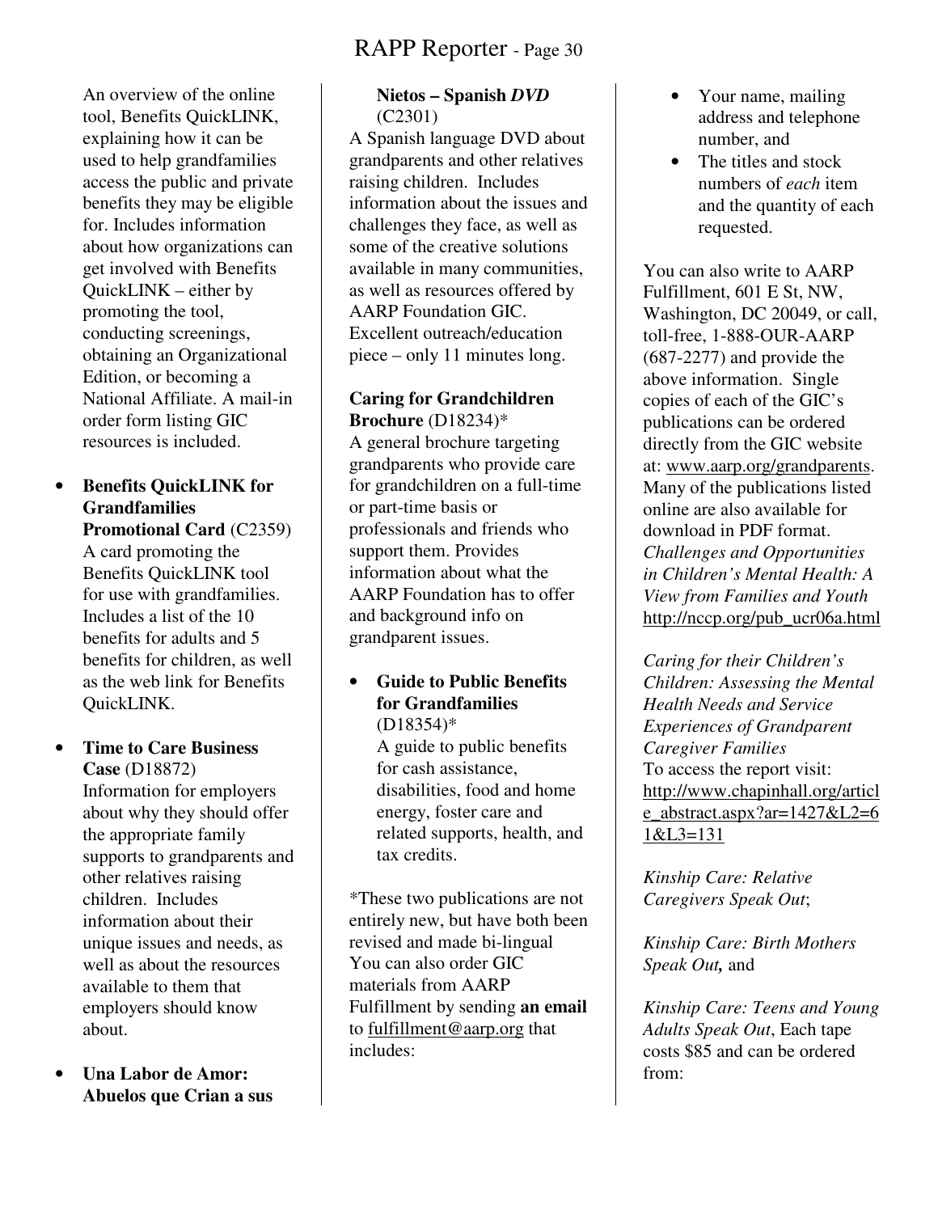An overview of the online tool, Benefits QuickLINK, explaining how it can be used to help grandfamilies access the public and private benefits they may be eligible for. Includes information about how organizations can get involved with Benefits QuickLINK – either by promoting the tool, conducting screenings, obtaining an Organizational Edition, or becoming a National Affiliate. A mail-in order form listing GIC resources is included.

- **Benefits QuickLINK for Grandfamilies Promotional Card** (C2359)
  A card promoting the Benefits QuickLINK tool for use with grandfamilies. Includes a list of the 10 benefits for adults and 5 benefits for children, as well as the web link for Benefits QuickLINK.

- **Time to Care Business Case** (D18872)
  Information for employers about why they should offer the appropriate family supports to grandparents and other relatives raising children. Includes information about their unique issues and needs, as well as about the resources available to them that employers should know about.

- **Una Labor de Amor: Abuelos que Crian a sus Nietos – Spanish *DVD*** (C2301)

A Spanish language DVD about grandparents and other relatives raising children. Includes information about the issues and challenges they face, as well as some of the creative solutions available in many communities, as well as resources offered by AARP Foundation GIC. Excellent outreach/education piece – only 11 minutes long.

**Caring for Grandchildren Brochure** (D18234)*
A general brochure targeting grandparents who provide care for grandchildren on a full-time or part-time basis or professionals and friends who support them. Provides information about what the AARP Foundation has to offer and background info on grandparent issues.

- **Guide to Public Benefits for Grandfamilies** (D18354)*
  A guide to public benefits for cash assistance, disabilities, food and home energy, foster care and related supports, health, and tax credits.

*These two publications are not entirely new, but have both been revised and made bi-lingual
You can also order GIC materials from AARP Fulfillment by sending **an email** to fulfillment@aarp.org that includes:

- Your name, mailing address and telephone number, and
- The titles and stock numbers of *each* item and the quantity of each requested.

You can also write to AARP Fulfillment, 601 E St, NW, Washington, DC 20049, or call, toll-free, 1-888-OUR-AARP (687-2277) and provide the above information. Single copies of each of the GIC's publications can be ordered directly from the GIC website at: www.aarp.org/grandparents. Many of the publications listed online are also available for download in PDF format.
*Challenges and Opportunities in Children's Mental Health: A View from Families and Youth*
http://nccp.org/pub_ucr06a.html

*Caring for their Children's Children: Assessing the Mental Health Needs and Service Experiences of Grandparent Caregiver Families*
To access the report visit:
http://www.chapinhall.org/article_abstract.aspx?ar=1427&L2=61&L3=131

*Kinship Care: Relative Caregivers Speak Out*;

*Kinship Care: Birth Mothers Speak Out,* and

*Kinship Care: Teens and Young Adults Speak Out*, Each tape costs $85 and can be ordered from: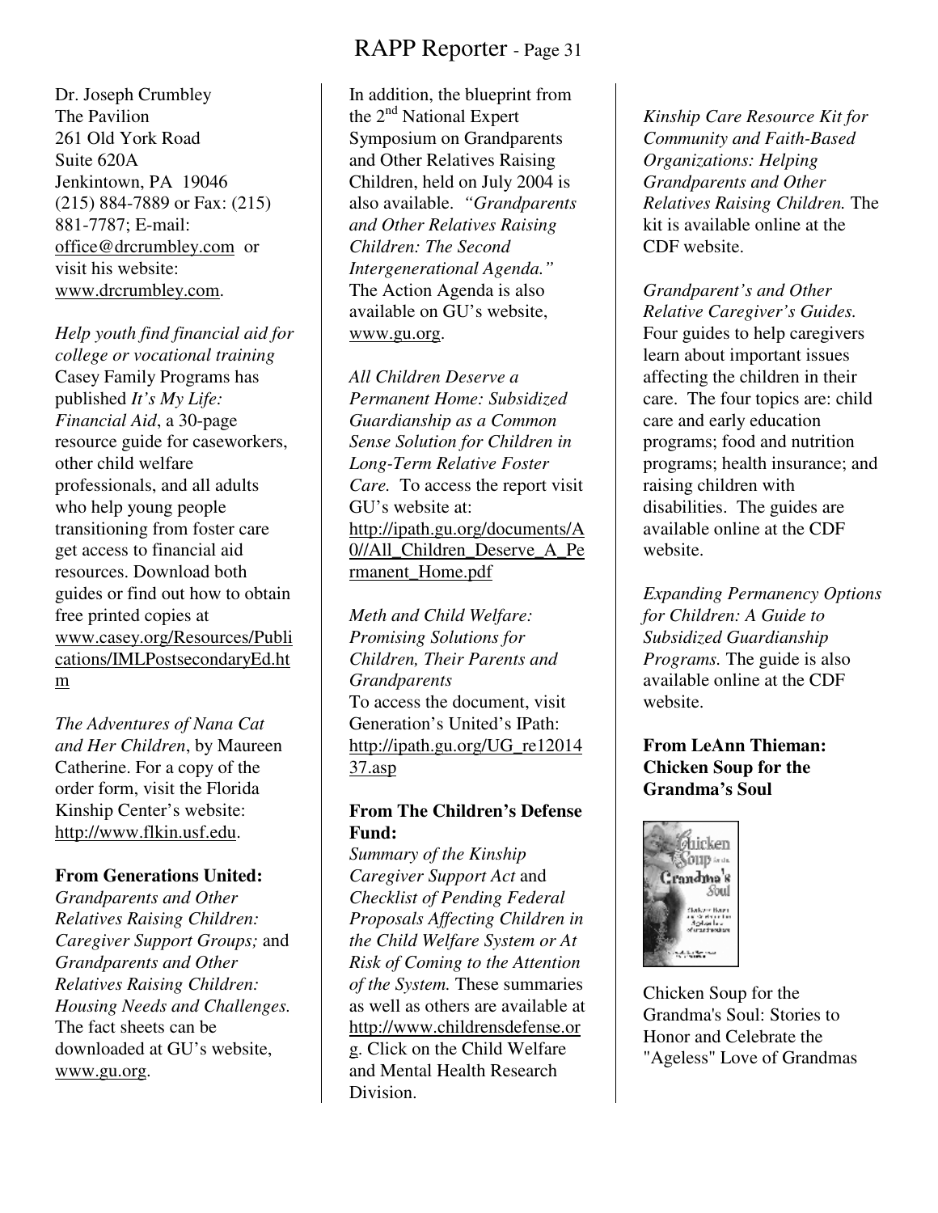Dr. Joseph Crumbley
The Pavilion
261 Old York Road
Suite 620A
Jenkintown, PA 19046
(215) 884-7889 or Fax: (215) 881-7787; E-mail: office@drcrumbley.com or visit his website: www.drcrumbley.com.

*Help youth find financial aid for college or vocational training*
Casey Family Programs has published *It's My Life: Financial Aid*, a 30-page resource guide for caseworkers, other child welfare professionals, and all adults who help young people transitioning from foster care get access to financial aid resources. Download both guides or find out how to obtain free printed copies at www.casey.org/Resources/Publications/IMLPostsecondaryEd.htm

*The Adventures of Nana Cat and Her Children*, by Maureen Catherine. For a copy of the order form, visit the Florida Kinship Center's website: http://www.flkin.usf.edu.

**From Generations United:**
*Grandparents and Other Relatives Raising Children: Caregiver Support Groups;* and *Grandparents and Other Relatives Raising Children: Housing Needs and Challenges.* The fact sheets can be downloaded at GU's website, www.gu.org.

In addition, the blueprint from the 2nd National Expert Symposium on Grandparents and Other Relatives Raising Children, held on July 2004 is also available. *"Grandparents and Other Relatives Raising Children: The Second Intergenerational Agenda."* The Action Agenda is also available on GU's website, www.gu.org.

*All Children Deserve a Permanent Home: Subsidized Guardianship as a Common Sense Solution for Children in Long-Term Relative Foster Care.* To access the report visit GU's website at: http://ipath.gu.org/documents/A0//All_Children_Deserve_A_Permanent_Home.pdf

*Meth and Child Welfare: Promising Solutions for Children, Their Parents and Grandparents*
To access the document, visit Generation's United's IPath: http://ipath.gu.org/UG_re1201437.asp

**From The Children's Defense Fund:**
*Summary of the Kinship Caregiver Support Act* and *Checklist of Pending Federal Proposals Affecting Children in the Child Welfare System or At Risk of Coming to the Attention of the System.* These summaries as well as others are available at http://www.childrensdefense.org. Click on the Child Welfare and Mental Health Research Division.

*Kinship Care Resource Kit for Community and Faith-Based Organizations: Helping Grandparents and Other Relatives Raising Children.* The kit is available online at the CDF website.

*Grandparent's and Other Relative Caregiver's Guides.* Four guides to help caregivers learn about important issues affecting the children in their care. The four topics are: child care and early education programs; food and nutrition programs; health insurance; and raising children with disabilities. The guides are available online at the CDF website.

*Expanding Permanency Options for Children: A Guide to Subsidized Guardianship Programs.* The guide is also available online at the CDF website.

**From LeAnn Thieman: Chicken Soup for the Grandma's Soul**

Chicken Soup for the Grandma's Soul: Stories to Honor and Celebrate the "Ageless" Love of Grandmas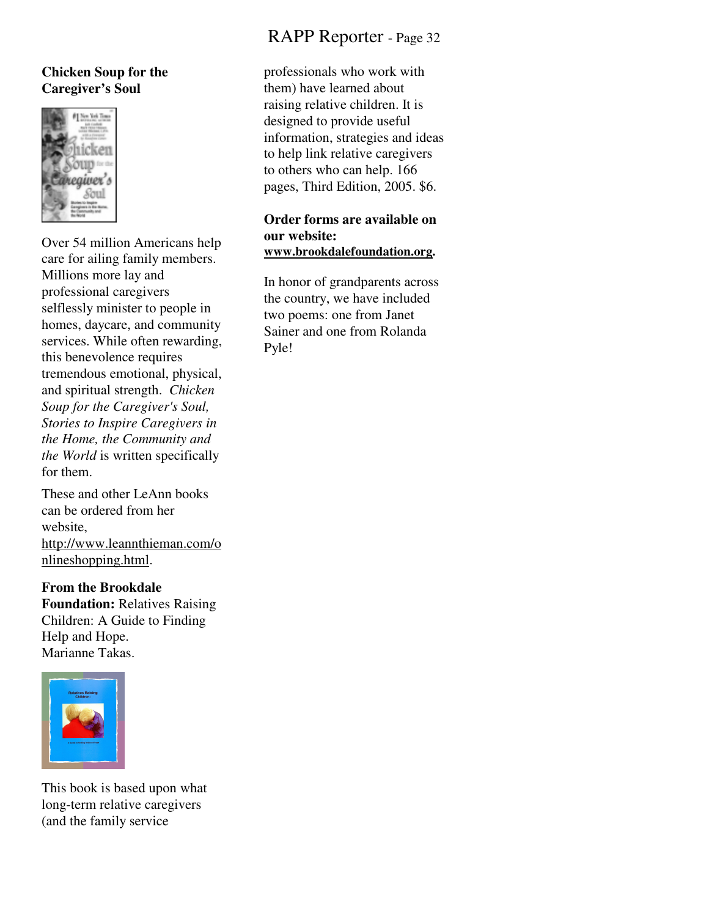**Chicken Soup for the Caregiver's Soul**

Over 54 million Americans help care for ailing family members. Millions more lay and professional caregivers selflessly minister to people in homes, daycare, and community services. While often rewarding, this benevolence requires tremendous emotional, physical, and spiritual strength. *Chicken Soup for the Caregiver's Soul, Stories to Inspire Caregivers in the Home, the Community and the World* is written specifically for them.

These and other LeAnn books can be ordered from her website, http://www.leannthieman.com/onlineshopping.html.

**From the Brookdale Foundation:** Relatives Raising Children: A Guide to Finding Help and Hope. Marianne Takas.

This book is based upon what long-term relative caregivers (and the family service professionals who work with them) have learned about raising relative children. It is designed to provide useful information, strategies and ideas to help link relative caregivers to others who can help. 166 pages, Third Edition, 2005. $6.

**Order forms are available on our website: www.brookdalefoundation.org.**

In honor of grandparents across the country, we have included two poems: one from Janet Sainer and one from Rolanda Pyle!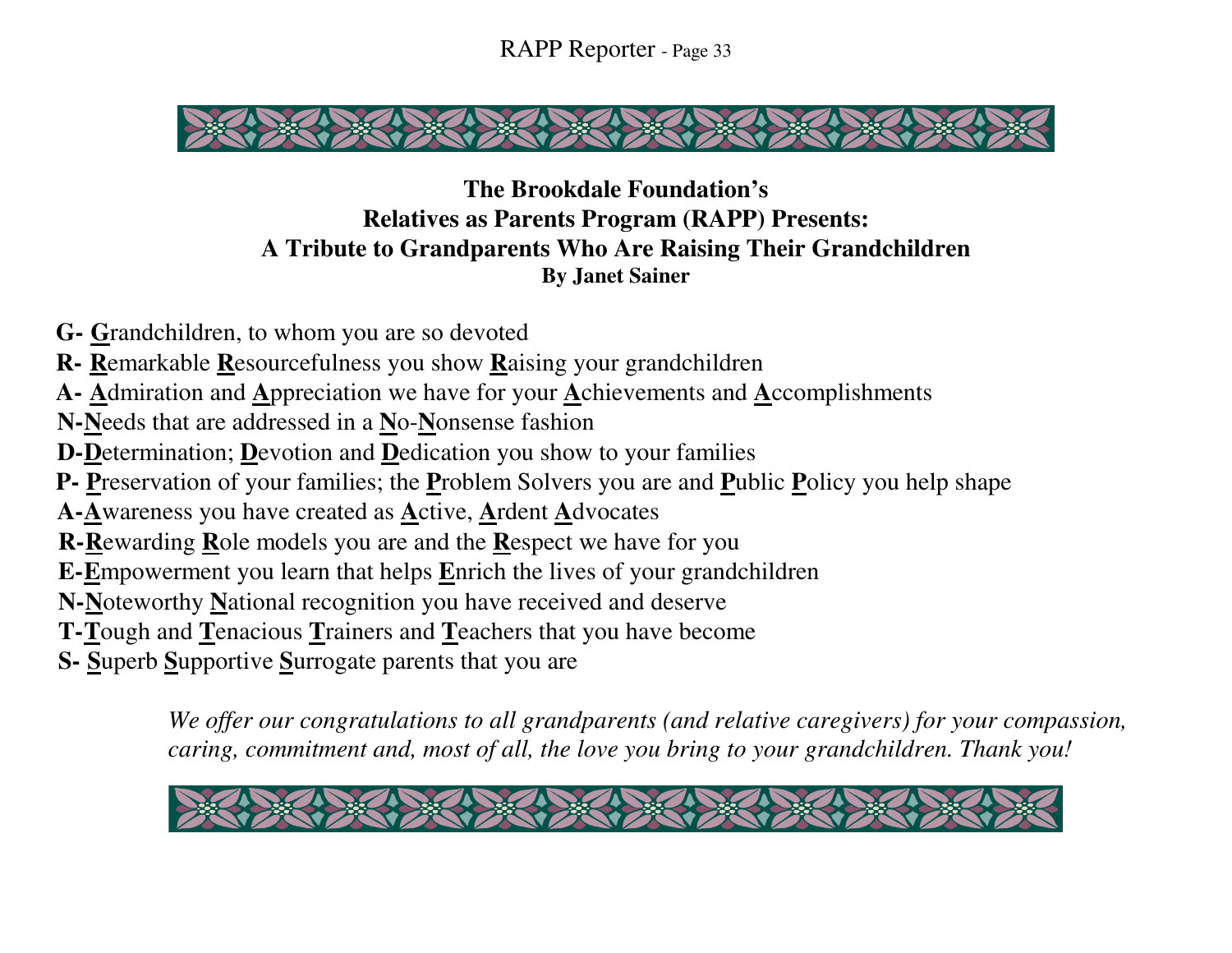**The Brookdale Foundation's**
**Relatives as Parents Program (RAPP) Presents:**
**A Tribute to Grandparents Who Are Raising Their Grandchildren**
**By Janet Sainer**

**G- G**randchildren, to whom you are so devoted
**R- R**emarkable **R**esourcefulness you show **R**aising your grandchildren
**A- A**dmiration and **A**ppreciation we have for your **A**chievements and **A**ccomplishments
**N-N**eeds that are addressed in a **N**o-**N**onsense fashion
**D-D**etermination; **D**evotion and **D**edication you show to your families
**P- P**reservation of your families; the **P**roblem Solvers you are and **P**ublic **P**olicy you help shape
**A-A**wareness you have created as **A**ctive, **A**rdent **A**dvocates
**R-R**ewarding **R**ole models you are and the **R**espect we have for you
**E-E**mpowerment you learn that helps **E**nrich the lives of your grandchildren
**N-N**oteworthy **N**ational recognition you have received and deserve
**T-T**ough and **T**enacious **T**rainers and **T**eachers that you have become
**S- S**uperb **S**upportive **S**urrogate parents that you are

*We offer our congratulations to all grandparents (and relative caregivers) for your compassion, caring, commitment and, most of all, the love you bring to your grandchildren. Thank you!*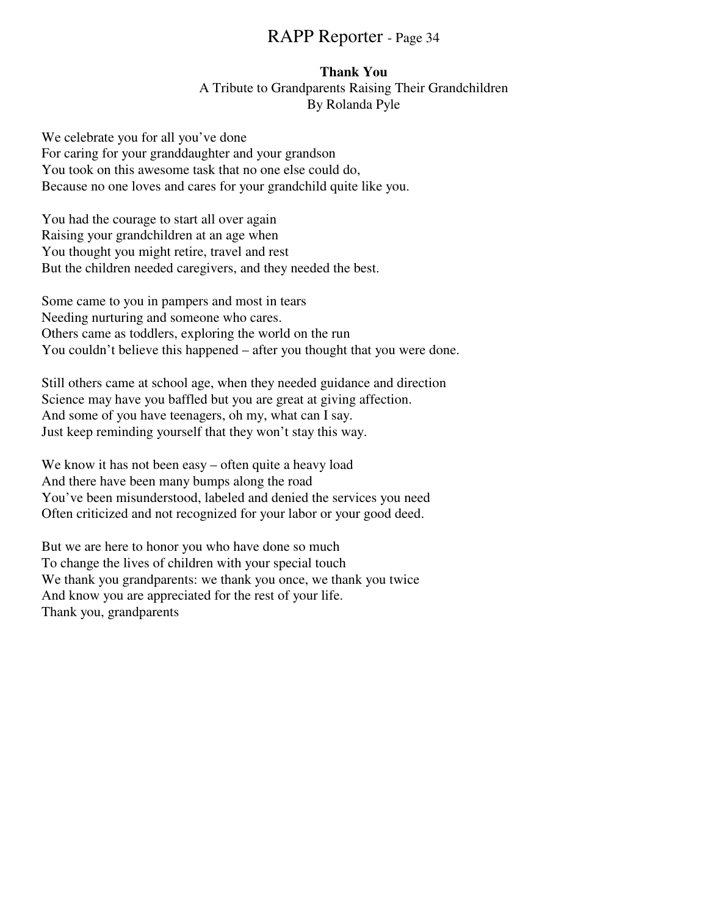## Thank You

A Tribute to Grandparents Raising Their Grandchildren
By Rolanda Pyle

We celebrate you for all you've done
For caring for your granddaughter and your grandson
You took on this awesome task that no one else could do,
Because no one loves and cares for your grandchild quite like you.

You had the courage to start all over again
Raising your grandchildren at an age when
You thought you might retire, travel and rest
But the children needed caregivers, and they needed the best.

Some came to you in pampers and most in tears
Needing nurturing and someone who cares.
Others came as toddlers, exploring the world on the run
You couldn't believe this happened – after you thought that you were done.

Still others came at school age, when they needed guidance and direction
Science may have you baffled but you are great at giving affection.
And some of you have teenagers, oh my, what can I say.
Just keep reminding yourself that they won't stay this way.

We know it has not been easy – often quite a heavy load
And there have been many bumps along the road
You've been misunderstood, labeled and denied the services you need
Often criticized and not recognized for your labor or your good deed.

But we are here to honor you who have done so much
To change the lives of children with your special touch
We thank you grandparents: we thank you once, we thank you twice
And know you are appreciated for the rest of your life.
Thank you, grandparents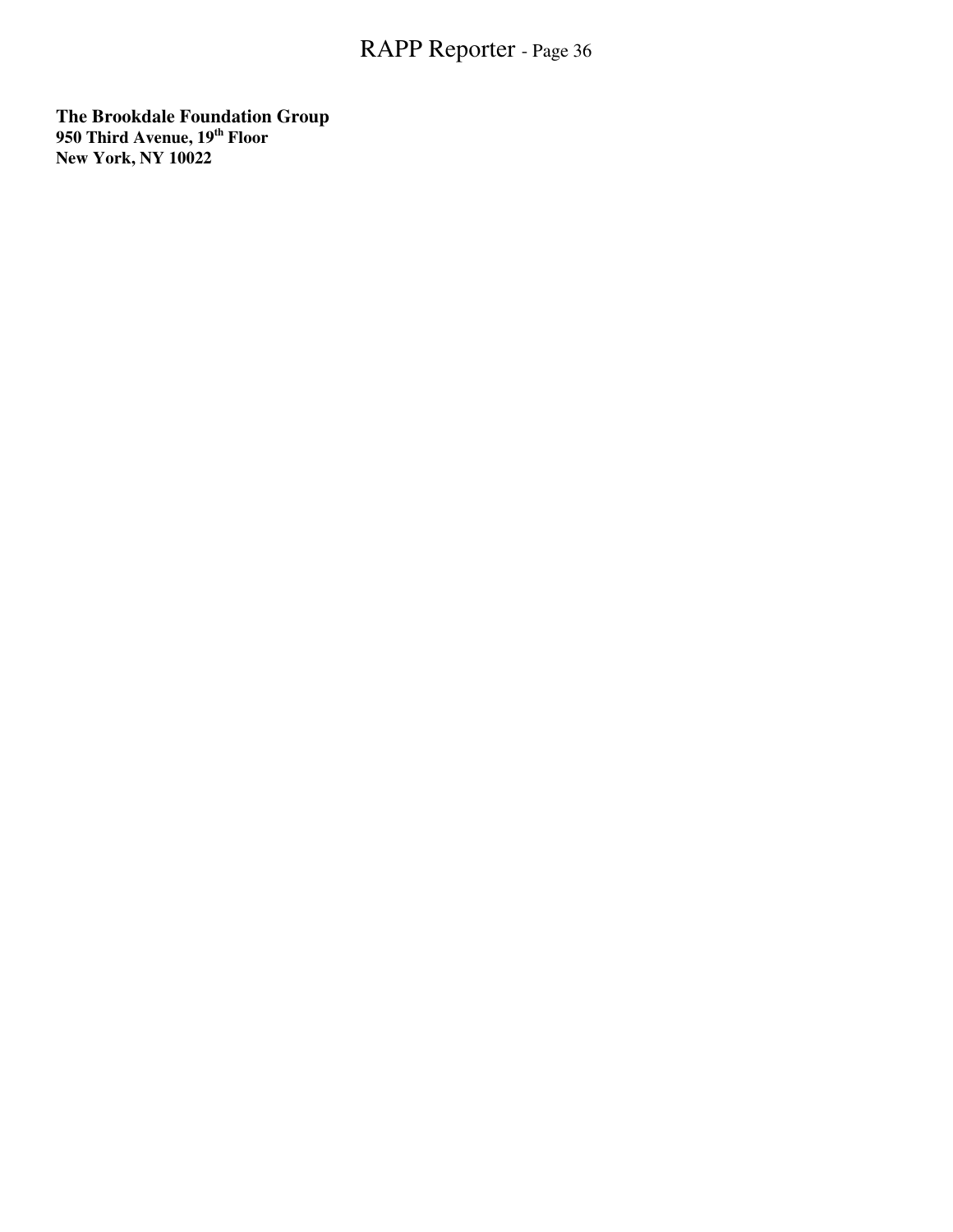**The Brookdale Foundation Group**
**950 Third Avenue, 19th Floor**
**New York, NY 10022**